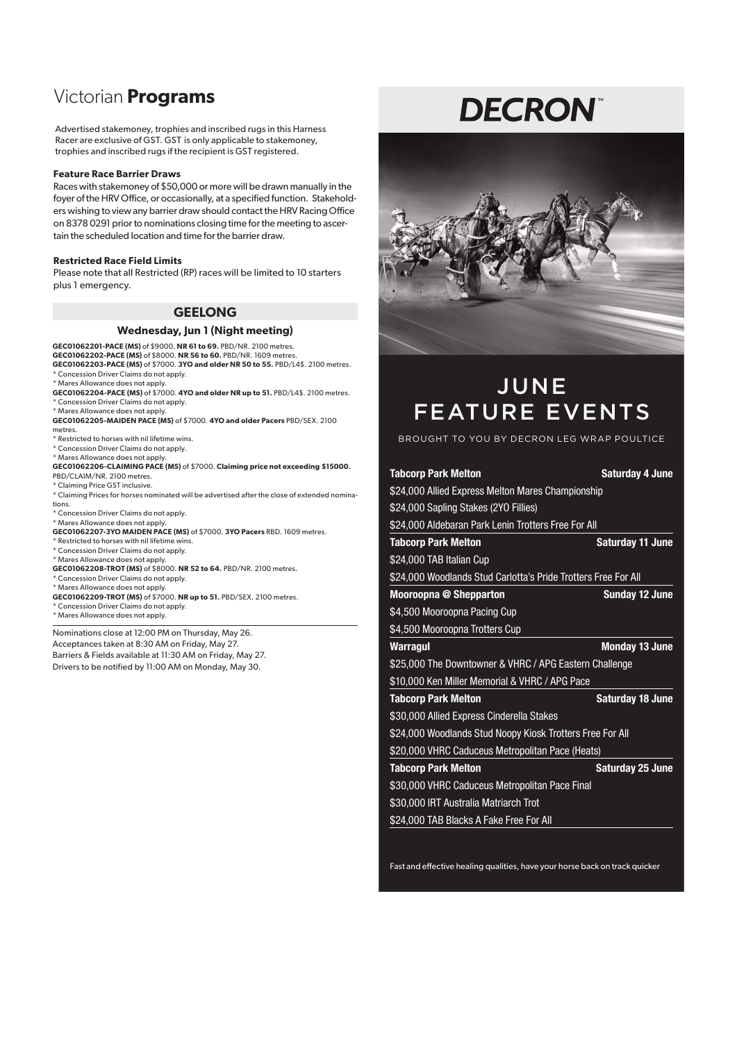# Victorian **Programs**

Advertised stakemoney, trophies and inscribed rugs in this Harness Racer are exclusive of GST. GST is only applicable to stakemoney, trophies and inscribed rugs if the recipient is GST registered.

**Feature Race Barrier Draws**

Races with stakemoney of $50,000 or more will be drawn manually in the foyer of the HRV Office, or occasionally, at a specified function. Stakeholders wishing to view any barrier draw should contact the HRV Racing Office on 8378 0291 prior to nominations closing time for the meeting to ascertain the scheduled location and time for the barrier draw.

**Restricted Race Field Limits**

Please note that all Restricted (RP) races will be limited to 10 starters plus 1 emergency.

## GEELONG

### Wednesday, Jun 1 (Night meeting)

**GEC01062201-PACE (MS)** of $9000. **NR 61 to 69.** PBD/NR. 2100 metres.
**GEC01062202-PACE (MS)** of $8000. **NR 56 to 60.** PBD/NR. 1609 metres.
**GEC01062203-PACE (MS)** of $7000. **3YO and older NR 50 to 55.** PBD/L4$. 2100 metres.
* Concession Driver Claims do not apply.
* Mares Allowance does not apply.

**GEC01062204-PACE (MS)** of $7000. **4YO and older NR up to 51.** PBD/L4$. 2100 metres.
* Concession Driver Claims do not apply.
* Mares Allowance does not apply.

**GEC01062205-MAIDEN PACE (MS)** of $7000. **4YO and older Pacers** PBD/SEX. 2100 metres.
* Restricted to horses with nil lifetime wins.
* Concession Driver Claims do not apply.
* Mares Allowance does not apply.

**GEC01062206-CLAIMING PACE (MS)** of $7000. **Claiming price not exceeding $15000.** PBD/CLAIM/NR. 2100 metres.
* Claiming Price GST inclusive.
* Claiming Prices for horses nominated will be advertised after the close of extended nominations.
* Concession Driver Claims do not apply.
* Mares Allowance does not apply.

**GEC01062207-3YO MAIDEN PACE (MS)** of $7000. **3YO Pacers** RBD. 1609 metres.
* Restricted to horses with nil lifetime wins.
* Concession Driver Claims do not apply.
* Mares Allowance does not apply.

**GEC01062208-TROT (MS)** of $8000. **NR 52 to 64.** PBD/NR. 2100 metres.
* Concession Driver Claims do not apply.
* Mares Allowance does not apply.

**GEC01062209-TROT (MS)** of $7000. **NR up to 51.** PBD/SEX. 2100 metres.
* Concession Driver Claims do not apply.
* Mares Allowance does not apply.

Nominations close at 12:00 PM on Thursday, May 26.
Acceptances taken at 8:30 AM on Friday, May 27.
Barriers & Fields available at 11:30 AM on Friday, May 27.
Drivers to be notified by 11:00 AM on Monday, May 30.

# DECRON™

## JUNE FEATURE EVENTS

BROUGHT TO YOU BY DECRON LEG WRAP POULTICE

| **Tabcorp Park Melton** | **Saturday 4 June** |
|---|---|
| $24,000 Allied Express Melton Mares Championship | |
| $24,000 Sapling Stakes (2YO Fillies) | |
| $24,000 Aldebaran Park Lenin Trotters Free For All | |
| **Tabcorp Park Melton** | **Saturday 11 June** |
| $24,000 TAB Italian Cup | |
| $24,000 Woodlands Stud Carlotta's Pride Trotters Free For All | |
| **Mooroopna @ Shepparton** | **Sunday 12 June** |
| $4,500 Mooroopna Pacing Cup | |
| $4,500 Mooroopna Trotters Cup | |
| **Warragul** | **Monday 13 June** |
| $25,000 The Downtowner & VHRC / APG Eastern Challenge | |
| $10,000 Ken Miller Memorial & VHRC / APG Pace | |
| **Tabcorp Park Melton** | **Saturday 18 June** |
| $30,000 Allied Express Cinderella Stakes | |
| $24,000 Woodlands Stud Noopy Kiosk Trotters Free For All | |
| $20,000 VHRC Caduceus Metropolitan Pace (Heats) | |
| **Tabcorp Park Melton** | **Saturday 25 June** |
| $30,000 VHRC Caduceus Metropolitan Pace Final | |
| $30,000 IRT Australia Matriarch Trot | |
| $24,000 TAB Blacks A Fake Free For All | |

Fast and effective healing qualities, have your horse back on track quicker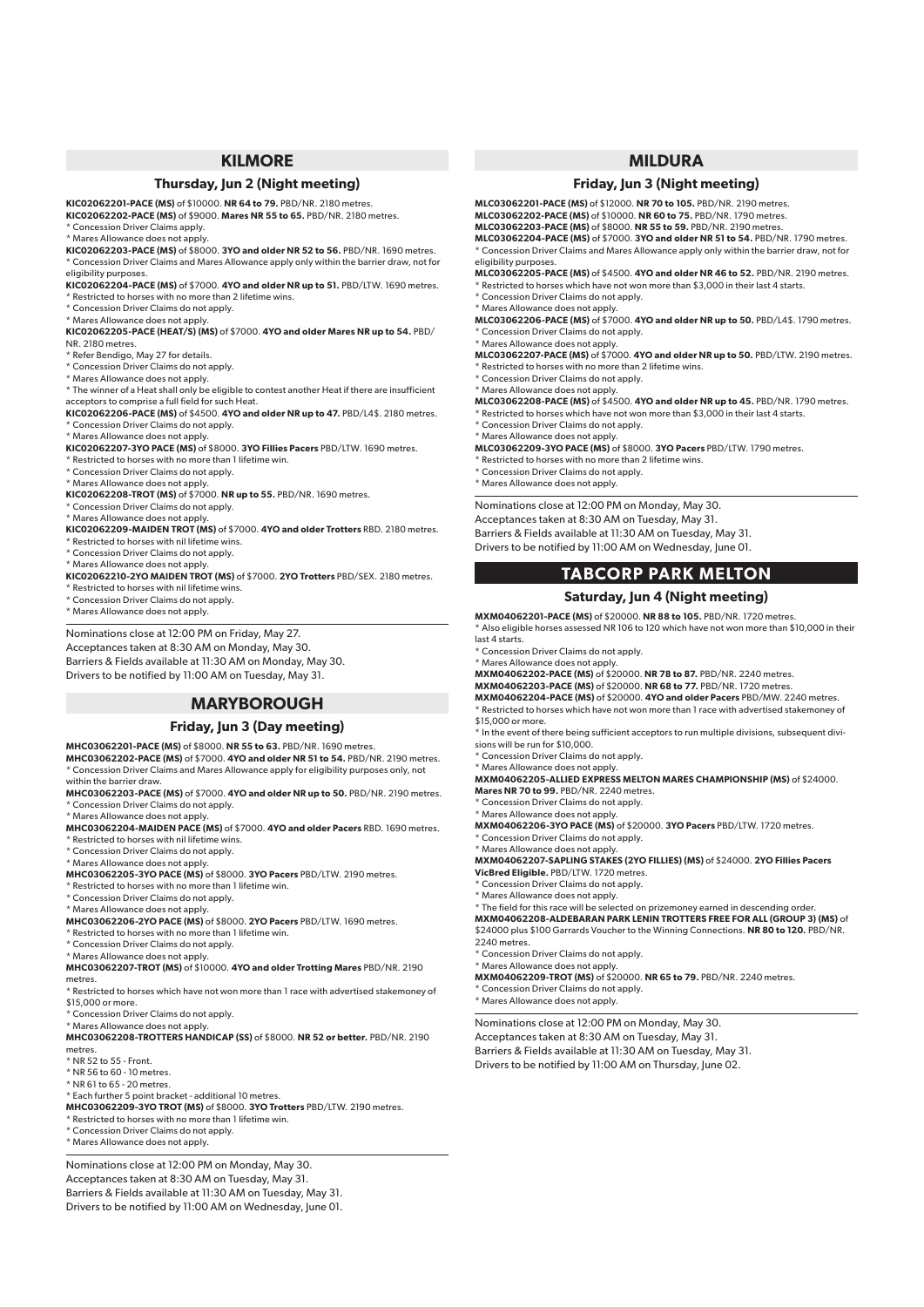## KILMORE

### Thursday, Jun 2 (Night meeting)

**KIC02062201-PACE (MS)** of $10000. **NR 64 to 79.** PBD/NR. 2180 metres.
**KIC02062202-PACE (MS)** of $9000. **Mares NR 55 to 65.** PBD/NR. 2180 metres.
* Concession Driver Claims apply.
* Mares Allowance does not apply.
**KIC02062203-PACE (MS)** of $8000. **3YO and older NR 52 to 56.** PBD/NR. 1690 metres.
* Concession Driver Claims and Mares Allowance apply only within the barrier draw, not for eligibility purposes.
**KIC02062204-PACE (MS)** of $7000. **4YO and older NR up to 51.** PBD/LTW. 1690 metres.
* Restricted to horses with no more than 2 lifetime wins.
* Concession Driver Claims do not apply.
* Mares Allowance does not apply.
**KIC02062205-PACE (HEAT/S) (MS)** of $7000. **4YO and older Mares NR up to 54.** PBD/NR. 2180 metres.
* Refer Bendigo, May 27 for details.
* Concession Driver Claims do not apply.
* Mares Allowance does not apply.
* The winner of a Heat shall only be eligible to contest another Heat if there are insufficient acceptors to comprise a full field for such Heat.
**KIC02062206-PACE (MS)** of $4500. **4YO and older NR up to 47.** PBD/L4$. 2180 metres.
* Concession Driver Claims do not apply.
* Mares Allowance does not apply.
**KIC02062207-3YO PACE (MS)** of $8000. **3YO Fillies Pacers** PBD/LTW. 1690 metres.
* Restricted to horses with no more than 1 lifetime win.
* Concession Driver Claims do not apply.
* Mares Allowance does not apply.
**KIC02062208-TROT (MS)** of $7000. **NR up to 55.** PBD/NR. 1690 metres.
* Concession Driver Claims do not apply.
* Mares Allowance does not apply.
**KIC02062209-MAIDEN TROT (MS)** of $7000. **4YO and older Trotters** RBD. 2180 metres.
* Restricted to horses with nil lifetime wins.
* Concession Driver Claims do not apply.
* Mares Allowance does not apply.
**KIC02062210-2YO MAIDEN TROT (MS)** of $7000. **2YO Trotters** PBD/SEX. 2180 metres.
* Restricted to horses with nil lifetime wins.
* Concession Driver Claims do not apply.
* Mares Allowance does not apply.

Nominations close at 12:00 PM on Friday, May 27.
Acceptances taken at 8:30 AM on Monday, May 30.
Barriers & Fields available at 11:30 AM on Monday, May 30.
Drivers to be notified by 11:00 AM on Tuesday, May 31.

## MARYBOROUGH

### Friday, Jun 3 (Day meeting)

**MHC03062201-PACE (MS)** of $8000. **NR 55 to 63.** PBD/NR. 1690 metres.
**MHC03062202-PACE (MS)** of $7000. **4YO and older NR 51 to 54.** PBD/NR. 2190 metres.
* Concession Driver Claims and Mares Allowance apply for eligibility purposes only, not within the barrier draw.
**MHC03062203-PACE (MS)** of $7000. **4YO and older NR up to 50.** PBD/NR. 2190 metres.
* Concession Driver Claims do not apply.
* Mares Allowance does not apply.
**MHC03062204-MAIDEN PACE (MS)** of $7000. **4YO and older Pacers** RBD. 1690 metres.
* Restricted to horses with nil lifetime wins.
* Concession Driver Claims do not apply.
* Mares Allowance does not apply.
**MHC03062205-3YO PACE (MS)** of $8000. **3YO Pacers** PBD/LTW. 2190 metres.
* Restricted to horses with no more than 1 lifetime win.
* Concession Driver Claims do not apply.
* Mares Allowance does not apply.
**MHC03062206-2YO PACE (MS)** of $8000. **2YO Pacers** PBD/LTW. 1690 metres.
* Restricted to horses with no more than 1 lifetime win.
* Concession Driver Claims do not apply.
* Mares Allowance does not apply.
**MHC03062207-TROT (MS)** of $10000. **4YO and older Trotting Mares** PBD/NR. 2190 metres.
* Restricted to horses which have not won more than 1 race with advertised stakemoney of $15,000 or more.
* Concession Driver Claims do not apply.
* Mares Allowance does not apply.
**MHC03062208-TROTTERS HANDICAP (SS)** of $8000. **NR 52 or better.** PBD/NR. 2190 metres.
* NR 52 to 55 - Front.
* NR 56 to 60 - 10 metres.
* NR 61 to 65 - 20 metres.
* Each further 5 point bracket - additional 10 metres.
**MHC03062209-3YO TROT (MS)** of $8000. **3YO Trotters** PBD/LTW. 2190 metres.
* Restricted to horses with no more than 1 lifetime win.
* Concession Driver Claims do not apply.
* Mares Allowance does not apply.

Nominations close at 12:00 PM on Monday, May 30.
Acceptances taken at 8:30 AM on Tuesday, May 31.
Barriers & Fields available at 11:30 AM on Tuesday, May 31.
Drivers to be notified by 11:00 AM on Wednesday, June 01.

## MILDURA

### Friday, Jun 3 (Night meeting)

**MLC03062201-PACE (MS)** of $12000. **NR 70 to 105.** PBD/NR. 2190 metres.
**MLC03062202-PACE (MS)** of $10000. **NR 60 to 75.** PBD/NR. 1790 metres.
**MLC03062203-PACE (MS)** of $8000. **NR 55 to 59.** PBD/NR. 2190 metres.
**MLC03062204-PACE (MS)** of $7000. **3YO and older NR 51 to 54.** PBD/NR. 1790 metres.
* Concession Driver Claims and Mares Allowance apply only within the barrier draw, not for eligibility purposes.
**MLC03062205-PACE (MS)** of $4500. **4YO and older NR 46 to 52.** PBD/NR. 2190 metres.
* Restricted to horses which have not won more than $3,000 in their last 4 starts.
* Concession Driver Claims do not apply.
* Mares Allowance does not apply.
**MLC03062206-PACE (MS)** of $7000. **4YO and older NR up to 50.** PBD/L4$. 1790 metres.
* Concession Driver Claims do not apply.
* Mares Allowance does not apply.
**MLC03062207-PACE (MS)** of $7000. **4YO and older NR up to 50.** PBD/LTW. 2190 metres.
* Restricted to horses with no more than 2 lifetime wins.
* Concession Driver Claims do not apply.
* Mares Allowance does not apply.
**MLC03062208-PACE (MS)** of $4500. **4YO and older NR up to 45.** PBD/NR. 1790 metres.
* Restricted to horses which have not won more than $3,000 in their last 4 starts.
* Concession Driver Claims do not apply.
* Mares Allowance does not apply.
**MLC03062209-3YO PACE (MS)** of $8000. **3YO Pacers** PBD/LTW. 1790 metres.
* Restricted to horses with no more than 2 lifetime wins.
* Concession Driver Claims do not apply.
* Mares Allowance does not apply.

Nominations close at 12:00 PM on Monday, May 30.
Acceptances taken at 8:30 AM on Tuesday, May 31.
Barriers & Fields available at 11:30 AM on Tuesday, May 31.
Drivers to be notified by 11:00 AM on Wednesday, June 01.

## TABCORP PARK MELTON

### Saturday, Jun 4 (Night meeting)

**MXM04062201-PACE (MS)** of $20000. **NR 88 to 105.** PBD/NR. 1720 metres.
* Also eligible horses assessed NR 106 to 120 which have not won more than $10,000 in their last 4 starts.
* Concession Driver Claims do not apply.
* Mares Allowance does not apply.
**MXM04062202-PACE (MS)** of $20000. **NR 78 to 87.** PBD/NR. 2240 metres.
**MXM04062203-PACE (MS)** of $20000. **NR 68 to 77.** PBD/NR. 1720 metres.
**MXM04062204-PACE (MS)** of $20000. **4YO and older Pacers** PBD/MW. 2240 metres.
* Restricted to horses which have not won more than 1 race with advertised stakemoney of $15,000 or more.
* In the event of there being sufficient acceptors to run multiple divisions, subsequent divisions will be run for $10,000.
* Concession Driver Claims do not apply.
* Mares Allowance does not apply.
**MXM04062205-ALLIED EXPRESS MELTON MARES CHAMPIONSHIP (MS)** of $24000. **Mares NR 70 to 99.** PBD/NR. 2240 metres.
* Concession Driver Claims do not apply.
* Mares Allowance does not apply.
**MXM04062206-3YO PACE (MS)** of $20000. **3YO Pacers** PBD/LTW. 1720 metres.
* Concession Driver Claims do not apply.
* Mares Allowance does not apply.
**MXM04062207-SAPLING STAKES (2YO FILLIES) (MS)** of $24000. **2YO Fillies Pacers VicBred Eligible.** PBD/LTW. 1720 metres.
* Concession Driver Claims do not apply.
* Mares Allowance does not apply.
* The field for this race will be selected on prizemoney earned in descending order.
**MXM04062208-ALDEBARAN PARK LENIN TROTTERS FREE FOR ALL (GROUP 3) (MS)** of $24000 plus $100 Garrards Voucher to the Winning Connections. **NR 80 to 120.** PBD/NR. 2240 metres.
* Concession Driver Claims do not apply.
* Mares Allowance does not apply.
**MXM04062209-TROT (MS)** of $20000. **NR 65 to 79.** PBD/NR. 2240 metres.
* Concession Driver Claims do not apply.
* Mares Allowance does not apply.

Nominations close at 12:00 PM on Monday, May 30.
Acceptances taken at 8:30 AM on Tuesday, May 31.
Barriers & Fields available at 11:30 AM on Tuesday, May 31.
Drivers to be notified by 11:00 AM on Thursday, June 02.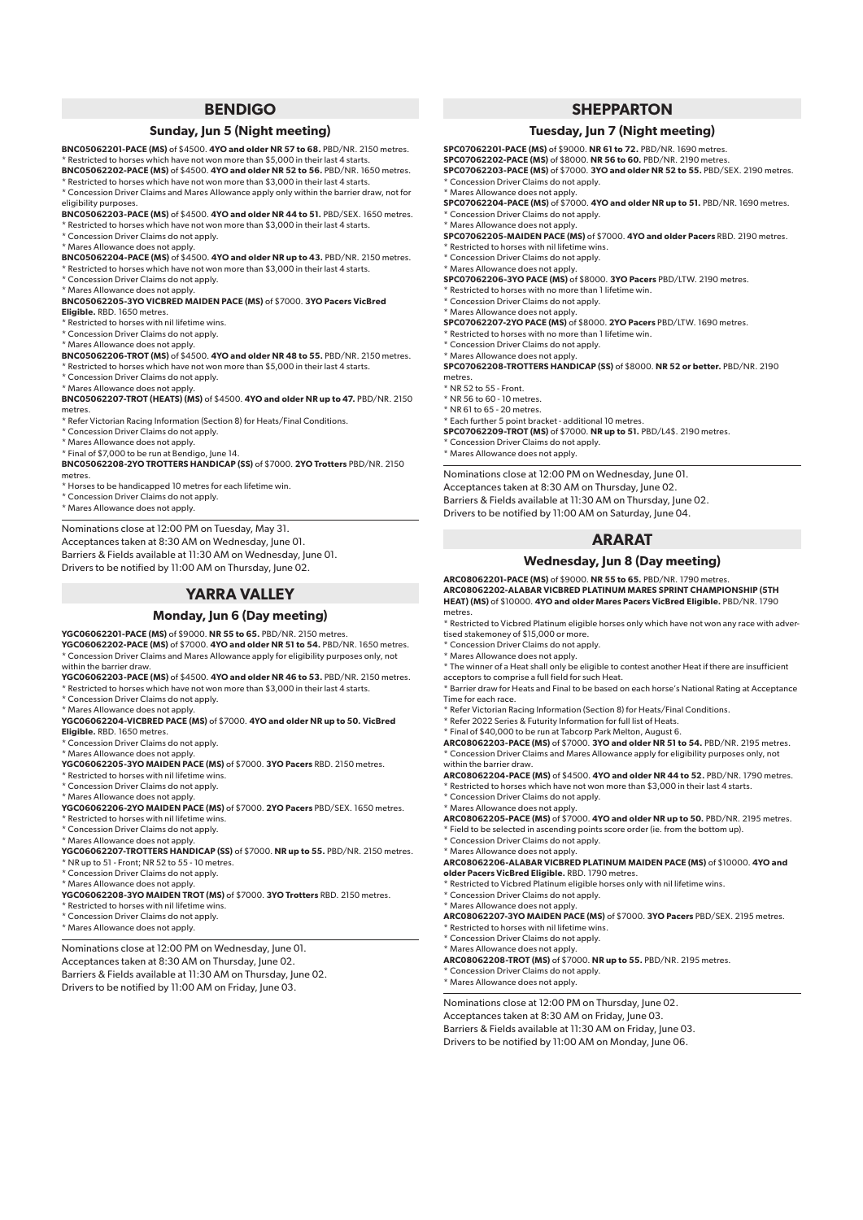## BENDIGO

### Sunday, Jun 5 (Night meeting)

**BNC05062201-PACE (MS)** of $4500. **4YO and older NR 57 to 68.** PBD/NR. 2150 metres.
* Restricted to horses which have not won more than $5,000 in their last 4 starts.

**BNC05062202-PACE (MS)** of $4500. **4YO and older NR 52 to 56.** PBD/NR. 1650 metres.
* Restricted to horses which have not won more than $3,000 in their last 4 starts.
* Concession Driver Claims and Mares Allowance apply only within the barrier draw, not for eligibility purposes.

**BNC05062203-PACE (MS)** of $4500. **4YO and older NR 44 to 51.** PBD/SEX. 1650 metres.
* Restricted to horses which have not won more than $3,000 in their last 4 starts.
* Concession Driver Claims do not apply.
* Mares Allowance does not apply.

**BNC05062204-PACE (MS)** of $4500. **4YO and older NR up to 43.** PBD/NR. 2150 metres.
* Restricted to horses which have not won more than $3,000 in their last 4 starts.
* Concession Driver Claims do not apply.
* Mares Allowance does not apply.

**BNC05062205-3YO VICBRED MAIDEN PACE (MS)** of $7000. **3YO Pacers VicBred Eligible.** RBD. 1650 metres.
* Restricted to horses with nil lifetime wins.
* Concession Driver Claims do not apply.
* Mares Allowance does not apply.

**BNC05062206-TROT (MS)** of $4500. **4YO and older NR 48 to 55.** PBD/NR. 2150 metres.
* Restricted to horses which have not won more than $5,000 in their last 4 starts.
* Concession Driver Claims do not apply.
* Mares Allowance does not apply.

**BNC05062207-TROT (HEATS) (MS)** of $4500. **4YO and older NR up to 47.** PBD/NR. 2150 metres.
* Refer Victorian Racing Information (Section 8) for Heats/Final Conditions.
* Concession Driver Claims do not apply.
* Mares Allowance does not apply.
* Final of $7,000 to be run at Bendigo, June 14.

**BNC05062208-2YO TROTTERS HANDICAP (SS)** of $7000. **2YO Trotters** PBD/NR. 2150 metres.
* Horses to be handicapped 10 metres for each lifetime win.
* Concession Driver Claims do not apply.
* Mares Allowance does not apply.

Nominations close at 12:00 PM on Tuesday, May 31.
Acceptances taken at 8:30 AM on Wednesday, June 01.
Barriers & Fields available at 11:30 AM on Wednesday, June 01.
Drivers to be notified by 11:00 AM on Thursday, June 02.

## YARRA VALLEY

### Monday, Jun 6 (Day meeting)

**YGC06062201-PACE (MS)** of $9000. **NR 55 to 65.** PBD/NR. 2150 metres.

**YGC06062202-PACE (MS)** of $7000. **4YO and older NR 51 to 54.** PBD/NR. 1650 metres.
* Concession Driver Claims and Mares Allowance apply for eligibility purposes only, not within the barrier draw.

**YGC06062203-PACE (MS)** of $4500. **4YO and older NR 46 to 53.** PBD/NR. 2150 metres.
* Restricted to horses which have not won more than $3,000 in their last 4 starts.
* Concession Driver Claims do not apply.
* Mares Allowance does not apply.

**YGC06062204-VICBRED PACE (MS)** of $7000. **4YO and older NR up to 50. VicBred Eligible.** RBD. 1650 metres.
* Concession Driver Claims do not apply.
* Mares Allowance does not apply.

**YGC06062205-3YO MAIDEN PACE (MS)** of $7000. **3YO Pacers** RBD. 2150 metres.
* Restricted to horses with nil lifetime wins.
* Concession Driver Claims do not apply.
* Mares Allowance does not apply.

**YGC06062206-2YO MAIDEN PACE (MS)** of $7000. **2YO Pacers** PBD/SEX. 1650 metres.
* Restricted to horses with nil lifetime wins.
* Concession Driver Claims do not apply.
* Mares Allowance does not apply.

**YGC06062207-TROTTERS HANDICAP (SS)** of $7000. **NR up to 55.** PBD/NR. 2150 metres.
* NR up to 51 - Front; NR 52 to 55 - 10 metres.
* Concession Driver Claims do not apply.
* Mares Allowance does not apply.

**YGC06062208-3YO MAIDEN TROT (MS)** of $7000. **3YO Trotters** RBD. 2150 metres.
* Restricted to horses with nil lifetime wins.
* Concession Driver Claims do not apply.
* Mares Allowance does not apply.

Nominations close at 12:00 PM on Wednesday, June 01.
Acceptances taken at 8:30 AM on Thursday, June 02.
Barriers & Fields available at 11:30 AM on Thursday, June 02.
Drivers to be notified by 11:00 AM on Friday, June 03.

## SHEPPARTON

### Tuesday, Jun 7 (Night meeting)

**SPC07062201-PACE (MS)** of $9000. **NR 61 to 72.** PBD/NR. 1690 metres.

**SPC07062202-PACE (MS)** of $8000. **NR 56 to 60.** PBD/NR. 2190 metres.

**SPC07062203-PACE (MS)** of $7000. **3YO and older NR 52 to 55.** PBD/SEX. 2190 metres.
* Concession Driver Claims do not apply.
* Mares Allowance does not apply.

**SPC07062204-PACE (MS)** of $7000. **4YO and older NR up to 51.** PBD/NR. 1690 metres.
* Concession Driver Claims do not apply.
* Mares Allowance does not apply.

**SPC07062205-MAIDEN PACE (MS)** of $7000. **4YO and older Pacers** RBD. 2190 metres.
* Restricted to horses with nil lifetime wins.
* Concession Driver Claims do not apply.
* Mares Allowance does not apply.

**SPC07062206-3YO PACE (MS)** of $8000. **3YO Pacers** PBD/LTW. 2190 metres.
* Restricted to horses with no more than 1 lifetime win.
* Concession Driver Claims do not apply.
* Mares Allowance does not apply.

**SPC07062207-2YO PACE (MS)** of $8000. **2YO Pacers** PBD/LTW. 1690 metres.
* Restricted to horses with no more than 1 lifetime win.
* Concession Driver Claims do not apply.
* Mares Allowance does not apply.

**SPC07062208-TROTTERS HANDICAP (SS)** of $8000. **NR 52 or better.** PBD/NR. 2190 metres.
* NR 52 to 55 - Front.
* NR 56 to 60 - 10 metres.
* NR 61 to 65 - 20 metres.
* Each further 5 point bracket - additional 10 metres.

**SPC07062209-TROT (MS)** of $7000. **NR up to 51.** PBD/L4$. 2190 metres.
* Concession Driver Claims do not apply.
* Mares Allowance does not apply.

Nominations close at 12:00 PM on Wednesday, June 01.
Acceptances taken at 8:30 AM on Thursday, June 02.
Barriers & Fields available at 11:30 AM on Thursday, June 02.
Drivers to be notified by 11:00 AM on Saturday, June 04.

## ARARAT

### Wednesday, Jun 8 (Day meeting)

**ARC08062201-PACE (MS)** of $9000. **NR 55 to 65.** PBD/NR. 1790 metres.

**ARC08062202-ALABAR VICBRED PLATINUM MARES SPRINT CHAMPIONSHIP (5TH HEAT) (MS)** of $10000. **4YO and older Mares Pacers VicBred Eligible.** PBD/NR. 1790 metres.
* Restricted to Vicbred Platinum eligible horses only which have not won any race with advertised stakemoney of $15,000 or more.
* Concession Driver Claims do not apply.
* Mares Allowance does not apply.
* The winner of a Heat shall only be eligible to contest another Heat if there are insufficient acceptors to comprise a full field for such Heat.
* Barrier draw for Heats and Final to be based on each horse's National Rating at Acceptance Time for each race.
* Refer Victorian Racing Information (Section 8) for Heats/Final Conditions.
* Refer 2022 Series & Futurity Information for full list of Heats.
* Final of $40,000 to be run at Tabcorp Park Melton, August 6.

**ARC08062203-PACE (MS)** of $7000. **3YO and older NR 51 to 54.** PBD/NR. 2195 metres.
* Concession Driver Claims and Mares Allowance apply for eligibility purposes only, not within the barrier draw.

**ARC08062204-PACE (MS)** of $4500. **4YO and older NR 44 to 52.** PBD/NR. 1790 metres.
* Restricted to horses which have not won more than $3,000 in their last 4 starts.
* Concession Driver Claims do not apply.
* Mares Allowance does not apply.

**ARC08062205-PACE (MS)** of $7000. **4YO and older NR up to 50.** PBD/NR. 2195 metres.
* Field to be selected in ascending points score order (ie. from the bottom up).
* Concession Driver Claims do not apply.
* Mares Allowance does not apply.

**ARC08062206-ALABAR VICBRED PLATINUM MAIDEN PACE (MS)** of $10000. **4YO and older Pacers VicBred Eligible.** RBD. 1790 metres.
* Restricted to Vicbred Platinum eligible horses only with nil lifetime wins.
* Concession Driver Claims do not apply.
* Mares Allowance does not apply.

**ARC08062207-3YO MAIDEN PACE (MS)** of $7000. **3YO Pacers** PBD/SEX. 2195 metres.
* Restricted to horses with nil lifetime wins.
* Concession Driver Claims do not apply.
* Mares Allowance does not apply.

**ARC08062208-TROT (MS)** of $7000. **NR up to 55.** PBD/NR. 2195 metres.
* Concession Driver Claims do not apply.
* Mares Allowance does not apply.

Nominations close at 12:00 PM on Thursday, June 02.
Acceptances taken at 8:30 AM on Friday, June 03.
Barriers & Fields available at 11:30 AM on Friday, June 03.
Drivers to be notified by 11:00 AM on Monday, June 06.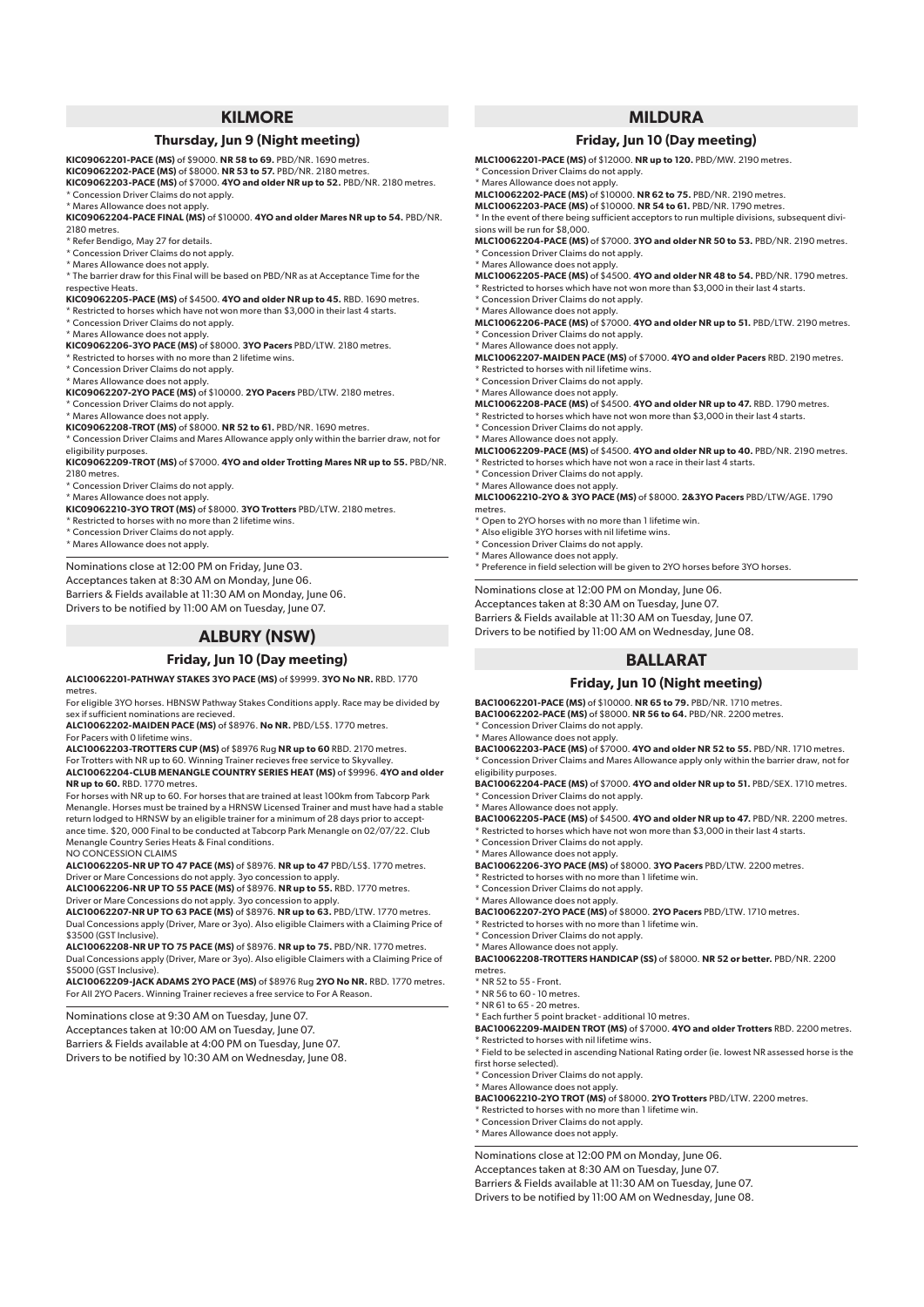## KILMORE

### Thursday, Jun 9 (Night meeting)

**KIC09062201-PACE (MS)** of $9000. **NR 58 to 69.** PBD/NR. 1690 metres.
**KIC09062202-PACE (MS)** of $8000. **NR 53 to 57.** PBD/NR. 2180 metres.
**KIC09062203-PACE (MS)** of $7000. **4YO and older NR up to 52.** PBD/NR. 2180 metres.
* Concession Driver Claims do not apply.
* Mares Allowance does not apply.
**KIC09062204-PACE FINAL (MS)** of $10000. **4YO and older Mares NR up to 54.** PBD/NR. 2180 metres.
* Refer Bendigo, May 27 for details.
* Concession Driver Claims do not apply.
* Mares Allowance does not apply.
* The barrier draw for this Final will be based on PBD/NR as at Acceptance Time for the respective Heats.
**KIC09062205-PACE (MS)** of $4500. **4YO and older NR up to 45.** RBD. 1690 metres.
* Restricted to horses which have not won more than $3,000 in their last 4 starts.
* Concession Driver Claims do not apply.
* Mares Allowance does not apply.
**KIC09062206-3YO PACE (MS)** of $8000. **3YO Pacers** PBD/LTW. 2180 metres.
* Restricted to horses with no more than 2 lifetime wins.
* Concession Driver Claims do not apply.
* Mares Allowance does not apply.
**KIC09062207-2YO PACE (MS)** of $10000. **2YO Pacers** PBD/LTW. 2180 metres.
* Concession Driver Claims do not apply.
* Mares Allowance does not apply.
**KIC09062208-TROT (MS)** of $8000. **NR 52 to 61.** PBD/NR. 1690 metres.
* Concession Driver Claims and Mares Allowance apply only within the barrier draw, not for eligibility purposes.
**KIC09062209-TROT (MS)** of $7000. **4YO and older Trotting Mares NR up to 55.** PBD/NR. 2180 metres.
* Concession Driver Claims do not apply.
* Mares Allowance does not apply.
**KIC09062210-3YO TROT (MS)** of $8000. **3YO Trotters** PBD/LTW. 2180 metres.
* Restricted to horses with no more than 2 lifetime wins.
* Concession Driver Claims do not apply.
* Mares Allowance does not apply.

Nominations close at 12:00 PM on Friday, June 03.
Acceptances taken at 8:30 AM on Monday, June 06.
Barriers & Fields available at 11:30 AM on Monday, June 06.
Drivers to be notified by 11:00 AM on Tuesday, June 07.

## ALBURY (NSW)

### Friday, Jun 10 (Day meeting)

**ALC10062201-PATHWAY STAKES 3YO PACE (MS)** of $9999. **3YO No NR.** RBD. 1770 metres.
For eligible 3YO horses. HBNSW Pathway Stakes Conditions apply. Race may be divided by sex if sufficient nominations are recieved.
**ALC10062202-MAIDEN PACE (MS)** of $8976. **No NR.** PBD/L5$. 1770 metres.
For Pacers with 0 lifetime wins.
**ALC10062203-TROTTERS CUP (MS)** of $8976 Rug **NR up to 60** RBD. 2170 metres.
For Trotters with NR up to 60. Winning Trainer receives free service to Skyvalley.
**ALC10062204-CLUB MENANGLE COUNTRY SERIES HEAT (MS)** of $9996. **4YO and older NR up to 60.** RBD. 1770 metres.
For horses with NR up to 60. For horses that are trained at least 100km from Tabcorp Park Menangle. Horses must be trained by a HRNSW Licensed Trainer and must have had a stable return lodged to HRNSW by an eligible trainer for a minimum of 28 days prior to acceptance time. $20, 000 Final to be conducted at Tabcorp Park Menangle on 02/07/22. Club Menangle Country Series Heats & Final conditions.
NO CONCESSION CLAIMS
**ALC10062205-NR UP TO 47 PACE (MS)** of $8976. **NR up to 47** PBD/L5$. 1770 metres.
Driver or Mare Concessions do not apply. 3yo concession to apply.
**ALC10062206-NR UP TO 55 PACE (MS)** of $8976. **NR up to 55.** RBD. 1770 metres.
Driver or Mare Concessions do not apply. 3yo concession to apply.
**ALC10062207-NR UP TO 63 PACE (MS)** of $8976. **NR up to 63.** PBD/LTW. 1770 metres.
Dual Concessions apply (Driver, Mare or 3yo). Also eligible Claimers with a Claiming Price of $3500 (GST Inclusive).
**ALC10062208-NR UP TO 75 PACE (MS)** of $8976. **NR up to 75.** PBD/NR. 1770 metres.
Dual Concessions apply (Driver, Mare or 3yo). Also eligible Claimers with a Claiming Price of $5000 (GST Inclusive).
**ALC10062209-JACK ADAMS 2YO PACE (MS)** of $8976 Rug **2YO No NR.** RBD. 1770 metres.
For All 2YO Pacers. Winning Trainer recieves a free service to For A Reason.

Nominations close at 9:30 AM on Tuesday, June 07.
Acceptances taken at 10:00 AM on Tuesday, June 07.
Barriers & Fields available at 4:00 PM on Tuesday, June 07.
Drivers to be notified by 10:30 AM on Wednesday, June 08.

## MILDURA

### Friday, Jun 10 (Day meeting)

**MLC10062201-PACE (MS)** of $12000. **NR up to 120.** PBD/MW. 2190 metres.
* Concession Driver Claims do not apply.
* Mares Allowance does not apply.
**MLC10062202-PACE (MS)** of $10000. **NR 62 to 75.** PBD/NR. 2190 metres.
**MLC10062203-PACE (MS)** of $10000. **NR 54 to 61.** PBD/NR. 1790 metres.
* In the event of there being sufficient acceptors to run multiple divisions, subsequent divisions will be run for $8,000.
**MLC10062204-PACE (MS)** of $7000. **3YO and older NR 50 to 53.** PBD/NR. 2190 metres.
* Concession Driver Claims do not apply.
* Mares Allowance does not apply.
**MLC10062205-PACE (MS)** of $4500. **4YO and older NR 48 to 54.** PBD/NR. 1790 metres.
* Restricted to horses which have not won more than $3,000 in their last 4 starts.
* Concession Driver Claims do not apply.
* Mares Allowance does not apply.
**MLC10062206-PACE (MS)** of $7000. **4YO and older NR up to 51.** PBD/LTW. 2190 metres.
* Concession Driver Claims do not apply.
* Mares Allowance does not apply.
**MLC10062207-MAIDEN PACE (MS)** of $7000. **4YO and older Pacers** RBD. 2190 metres.
* Restricted to horses with nil lifetime wins.
* Concession Driver Claims do not apply.
* Mares Allowance does not apply.
**MLC10062208-PACE (MS)** of $4500. **4YO and older NR up to 47.** RBD. 1790 metres.
* Restricted to horses which have not won more than $3,000 in their last 4 starts.
* Concession Driver Claims do not apply.
* Mares Allowance does not apply.
**MLC10062209-PACE (MS)** of $4500. **4YO and older NR up to 40.** PBD/NR. 2190 metres.
* Restricted to horses which have not won a race in their last 4 starts.
* Concession Driver Claims do not apply.
* Mares Allowance does not apply.
**MLC10062210-2YO & 3YO PACE (MS)** of $8000. **2&3YO Pacers** PBD/LTW/AGE. 1790 metres.
* Open to 2YO horses with no more than 1 lifetime win.
* Also eligible 3YO horses with nil lifetime wins.
* Concession Driver Claims do not apply.
* Mares Allowance does not apply.
* Preference in field selection will be given to 2YO horses before 3YO horses.

Nominations close at 12:00 PM on Monday, June 06.
Acceptances taken at 8:30 AM on Tuesday, June 07.
Barriers & Fields available at 11:30 AM on Tuesday, June 07.
Drivers to be notified by 11:00 AM on Wednesday, June 08.

## BALLARAT

### Friday, Jun 10 (Night meeting)

**BAC10062201-PACE (MS)** of $10000. **NR 65 to 79.** PBD/NR. 1710 metres.
**BAC10062202-PACE (MS)** of $8000. **NR 56 to 64.** PBD/NR. 2200 metres.
* Concession Driver Claims do not apply.
* Mares Allowance does not apply.
**BAC10062203-PACE (MS)** of $7000. **4YO and older NR 52 to 55.** PBD/NR. 1710 metres.
* Concession Driver Claims and Mares Allowance apply only within the barrier draw, not for eligibility purposes.
**BAC10062204-PACE (MS)** of $7000. **4YO and older NR up to 51.** PBD/SEX. 1710 metres.
* Concession Driver Claims do not apply.
* Mares Allowance does not apply.
**BAC10062205-PACE (MS)** of $4500. **4YO and older NR up to 47.** PBD/NR. 2200 metres.
* Restricted to horses which have not won more than $3,000 in their last 4 starts.
* Concession Driver Claims do not apply.
* Mares Allowance does not apply.
**BAC10062206-3YO PACE (MS)** of $8000. **3YO Pacers** PBD/LTW. 2200 metres.
* Restricted to horses with no more than 1 lifetime win.
* Concession Driver Claims do not apply.
* Mares Allowance does not apply.
**BAC10062207-2YO PACE (MS)** of $8000. **2YO Pacers** PBD/LTW. 1710 metres.
* Restricted to horses with no more than 1 lifetime win.
* Concession Driver Claims do not apply.
* Mares Allowance does not apply.
**BAC10062208-TROTTERS HANDICAP (SS)** of $8000. **NR 52 or better.** PBD/NR. 2200 metres.
* NR 52 to 55 - Front.
* NR 56 to 60 - 10 metres.
* NR 61 to 65 - 20 metres.
* Each further 5 point bracket - additional 10 metres.
**BAC10062209-MAIDEN TROT (MS)** of $7000. **4YO and older Trotters** RBD. 2200 metres.
* Restricted to horses with nil lifetime wins.
* Field to be selected in ascending National Rating order (ie. lowest NR assessed horse is the first horse selected).
* Concession Driver Claims do not apply.
* Mares Allowance does not apply.
**BAC10062210-2YO TROT (MS)** of $8000. **2YO Trotters** PBD/LTW. 2200 metres.
* Restricted to horses with no more than 1 lifetime win.
* Concession Driver Claims do not apply.
* Mares Allowance does not apply.

Nominations close at 12:00 PM on Monday, June 06.
Acceptances taken at 8:30 AM on Tuesday, June 07.
Barriers & Fields available at 11:30 AM on Tuesday, June 07.
Drivers to be notified by 11:00 AM on Wednesday, June 08.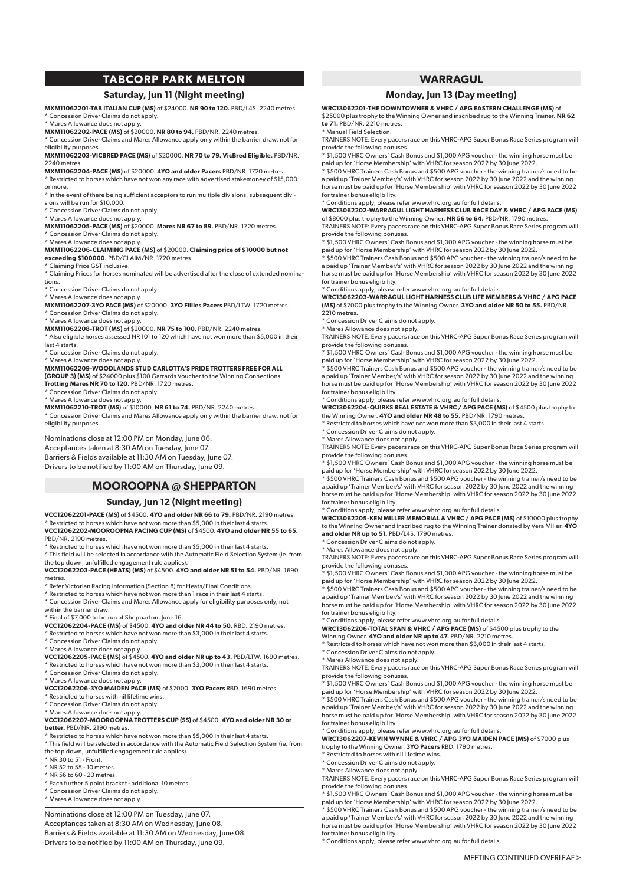## TABCORP PARK MELTON

### Saturday, Jun 11 (Night meeting)

**MXM11062201-TAB ITALIAN CUP (MS)** of $24000. **NR 90 to 120.** PBD/L4$. 2240 metres.
* Concession Driver Claims do not apply.
* Mares Allowance does not apply.

**MXM11062202-PACE (MS)** of $20000. **NR 80 to 94.** PBD/NR. 2240 metres.
* Concession Driver Claims and Mares Allowance apply only within the barrier draw, not for eligibility purposes.

**MXM11062203-VICBRED PACE (MS)** of $20000. **NR 70 to 79. VicBred Eligible.** PBD/NR. 2240 metres.

**MXM11062204-PACE (MS)** of $20000. **4YO and older Pacers** PBD/NR. 1720 metres.
* Restricted to horses which have not won any race with advertised stakemoney of $15,000 or more.
* In the event of there being sufficient acceptors to run multiple divisions, subsequent divisions will be run for $10,000.
* Concession Driver Claims do not apply.
* Mares Allowance does not apply.

**MXM11062205-PACE (MS)** of $20000. **Mares NR 67 to 89.** PBD/NR. 1720 metres.
* Concession Driver Claims do not apply.
* Mares Allowance does not apply.

**MXM11062206-CLAIMING PACE (MS)** of $20000. **Claiming price of $10000 but not exceeding $100000.** PBD/CLAIM/NR. 1720 metres.
* Claiming Price GST inclusive.
* Claiming Prices for horses nominated will be advertised after the close of extended nominations.
* Concession Driver Claims do not apply.
* Mares Allowance does not apply.

**MXM11062207-3YO PACE (MS)** of $20000. **3YO Fillies Pacers** PBD/LTW. 1720 metres.
* Concession Driver Claims do not apply.
* Mares Allowance does not apply.

**MXM11062208-TROT (MS)** of $20000. **NR 75 to 100.** PBD/NR. 2240 metres.
* Also eligible horses assessed NR 101 to 120 which have not won more than $5,000 in their last 4 starts.
* Concession Driver Claims do not apply.
* Mares Allowance does not apply.

**MXM11062209-WOODLANDS STUD CARLOTTA'S PRIDE TROTTERS FREE FOR ALL (GROUP 3) (MS)** of $24000 plus $100 Garrards Voucher to the Winning Connections. **Trotting Mares NR 70 to 120.** PBD/NR. 1720 metres.
* Concession Driver Claims do not apply.
* Mares Allowance does not apply.

**MXM11062210-TROT (MS)** of $10000. **NR 61 to 74.** PBD/NR. 2240 metres.
* Concession Driver Claims and Mares Allowance apply only within the barrier draw, not for eligibility purposes.

Nominations close at 12:00 PM on Monday, June 06.
Acceptances taken at 8:30 AM on Tuesday, June 07.
Barriers & Fields available at 11:30 AM on Tuesday, June 07.
Drivers to be notified by 11:00 AM on Thursday, June 09.

## MOOROOPNA @ SHEPPARTON

### Sunday, Jun 12 (Night meeting)

**VCC12062201-PACE (MS)** of $4500. **4YO and older NR 66 to 79.** PBD/NR. 2190 metres.
* Restricted to horses which have not won more than $5,000 in their last 4 starts.

**VCC12062202-MOOROOPNA PACING CUP (MS)** of $4500. **4YO and older NR 55 to 65.** PBD/NR. 2190 metres.
* Restricted to horses which have not won more than $5,000 in their last 4 starts.
* This field will be selected in accordance with the Automatic Field Selection System (ie. from the top down, unfulfilled engagement rule applies).

**VCC12062203-PACE (HEATS) (MS)** of $4500. **4YO and older NR 51 to 54.** PBD/NR. 1690 metres.
* Refer Victorian Racing Information (Section 8) for Heats/Final Conditions.
* Restricted to horses which have not won more than 1 race in their last 4 starts.
* Concession Driver Claims and Mares Allowance apply for eligibility purposes only, not within the barrier draw.
* Final of $7,000 to be run at Shepparton, June 16.

**VCC12062204-PACE (MS)** of $4500. **4YO and older NR 44 to 50.** RBD. 2190 metres.
* Restricted to horses which have not won more than $3,000 in their last 4 starts.
* Concession Driver Claims do not apply.
* Mares Allowance does not apply.

**VCC12062205-PACE (MS)** of $4500. **4YO and older NR up to 43.** PBD/LTW. 1690 metres.
* Restricted to horses which have not won more than $3,000 in their last 4 starts.
* Concession Driver Claims do not apply.
* Mares Allowance does not apply.

**VCC12062206-3YO MAIDEN PACE (MS)** of $7000. **3YO Pacers** RBD. 1690 metres.
* Restricted to horses with nil lifetime wins.
* Concession Driver Claims do not apply.
* Mares Allowance does not apply.

**VCC12062207-MOOROOPNA TROTTERS CUP (SS)** of $4500. **4YO and older NR 30 or better.** PBD/NR. 2190 metres.
* Restricted to horses which have not won more than $5,000 in their last 4 starts.
* This field will be selected in accordance with the Automatic Field Selection System (ie. from the top down, unfulfilled engagement rule applies).
* NR 30 to 51 - Front.
* NR 52 to 55 - 10 metres.
* NR 56 to 60 - 20 metres.
* Each further 5 point bracket - additional 10 metres.
* Concession Driver Claims do not apply.
* Mares Allowance does not apply.

Nominations close at 12:00 PM on Tuesday, June 07.
Acceptances taken at 8:30 AM on Wednesday, June 08.
Barriers & Fields available at 11:30 AM on Wednesday, June 08.
Drivers to be notified by 11:00 AM on Thursday, June 09.

## WARRAGUL

### Monday, Jun 13 (Day meeting)

**WRC13062201-THE DOWNTOWNER & VHRC / APG EASTERN CHALLENGE (MS)** of $25000 plus trophy to the Winning Owner and inscribed rug to the Winning Trainer. **NR 62 to 71.** PBD/NR. 2210 metres.
* Manual Field Selection.

TRAINERS NOTE: Every pacers race on this VHRC-APG Super Bonus Race Series program will provide the following bonuses.
* $1,500 VHRC Owners' Cash Bonus and $1,000 APG voucher - the winning horse must be paid up for 'Horse Membership' with VHRC for season 2022 by 30 June 2022.
* $500 VHRC Trainers Cash Bonus and $500 APG voucher - the winning trainer/s need to be a paid up 'Trainer Member/s' with VHRC for season 2022 by 30 June 2022 and the winning horse must be paid up for 'Horse Membership' with VHRC for season 2022 by 30 June 2022 for trainer bonus eligibility.
* Conditions apply, please refer www.vhrc.org.au for full details.

**WRC13062202-WARRAGUL LIGHT HARNESS CLUB RACE DAY & VHRC / APG PACE (MS)** of $8000 plus trophy to the Winning Owner. **NR 56 to 64.** PBD/NR. 1790 metres.

TRAINERS NOTE: Every pacers race on this VHRC-APG Super Bonus Race Series program will provide the following bonuses.
* $1,500 VHRC Owners' Cash Bonus and $1,000 APG voucher - the winning horse must be paid up for 'Horse Membership' with VHRC for season 2022 by 30 June 2022.
* $500 VHRC Trainers Cash Bonus and $500 APG voucher - the winning trainer/s need to be a paid up 'Trainer Member/s' with VHRC for season 2022 by 30 June 2022 and the winning horse must be paid up for 'Horse Membership' with VHRC for season 2022 by 30 June 2022 for trainer bonus eligibility.
* Conditions apply, please refer www.vhrc.org.au for full details.

**WRC13062203-WARRAGUL LIGHT HARNESS CLUB LIFE MEMBERS & VHRC / APG PACE (MS)** of $7000 plus trophy to the Winning Owner. **3YO and older NR 50 to 55.** PBD/NR. 2210 metres.
* Concession Driver Claims do not apply.
* Mares Allowance does not apply.

TRAINERS NOTE: Every pacers race on this VHRC-APG Super Bonus Race Series program will provide the following bonuses.
* $1,500 VHRC Owners' Cash Bonus and $1,000 APG voucher - the winning horse must be paid up for 'Horse Membership' with VHRC for season 2022 by 30 June 2022.
* $500 VHRC Trainers Cash Bonus and $500 APG voucher - the winning trainer/s need to be a paid up 'Trainer Member/s' with VHRC for season 2022 by 30 June 2022 and the winning horse must be paid up for 'Horse Membership' with VHRC for season 2022 by 30 June 2022 for trainer bonus eligibility.
* Conditions apply, please refer www.vhrc.org.au for full details.

**WRC13062204-QUIRKS REAL ESTATE & VHRC / APG PACE (MS)** of $4500 plus trophy to the Winning Owner. **4YO and older NR 48 to 55.** PBD/NR. 1790 metres.
* Restricted to horses which have not won more than $3,000 in their last 4 starts.
* Concession Driver Claims do not apply.
* Mares Allowance does not apply.

TRAINERS NOTE: Every pacers race on this VHRC-APG Super Bonus Race Series program will provide the following bonuses.
* $1,500 VHRC Owners' Cash Bonus and $1,000 APG voucher - the winning horse must be paid up for 'Horse Membership' with VHRC for season 2022 by 30 June 2022.
* $500 VHRC Trainers Cash Bonus and $500 APG voucher - the winning trainer/s need to be a paid up 'Trainer Member/s' with VHRC for season 2022 by 30 June 2022 and the winning horse must be paid up for 'Horse Membership' with VHRC for season 2022 by 30 June 2022 for trainer bonus eligibility.
* Conditions apply, please refer www.vhrc.org.au for full details.

**WRC13062205-KEN MILLER MEMORIAL & VHRC / APG PACE (MS)** of $10000 plus trophy to the Winning Owner and inscribed rug to the Winning Trainer donated by Vera Miller. **4YO and older NR up to 51.** PBD/L4$. 1790 metres.
* Concession Driver Claims do not apply.
* Mares Allowance does not apply.

TRAINERS NOTE: Every pacers race on this VHRC-APG Super Bonus Race Series program will provide the following bonuses.
* $1,500 VHRC Owners' Cash Bonus and $1,000 APG voucher - the winning horse must be paid up for 'Horse Membership' with VHRC for season 2022 by 30 June 2022.
* $500 VHRC Trainers Cash Bonus and $500 APG voucher - the winning trainer/s need to be a paid up 'Trainer Member/s' with VHRC for season 2022 by 30 June 2022 and the winning horse must be paid up for 'Horse Membership' with VHRC for season 2022 by 30 June 2022 for trainer bonus eligibility.
* Conditions apply, please refer www.vhrc.org.au for full details.

**WRC13062206-TOTAL SPAN & VHRC / APG PACE (MS)** of $4500 plus trophy to the Winning Owner. **4YO and older NR up to 47.** PBD/NR. 2210 metres.
* Restricted to horses which have not won more than $3,000 in their last 4 starts.
* Concession Driver Claims do not apply.
* Mares Allowance does not apply.

TRAINERS NOTE: Every pacers race on this VHRC-APG Super Bonus Race Series program will provide the following bonuses.
* $1,500 VHRC Owners' Cash Bonus and $1,000 APG voucher - the winning horse must be paid up for 'Horse Membership' with VHRC for season 2022 by 30 June 2022.
* $500 VHRC Trainers Cash Bonus and $500 APG voucher - the winning trainer/s need to be a paid up 'Trainer Member/s' with VHRC for season 2022 by 30 June 2022 and the winning horse must be paid up for 'Horse Membership' with VHRC for season 2022 by 30 June 2022 for trainer bonus eligibility.
* Conditions apply, please refer www.vhrc.org.au for full details.

**WRC13062207-KEVIN WYNNE & VHRC / APG 3YO MAIDEN PACE (MS)** of $7000 plus trophy to the Winning Owner. **3YO Pacers** RBD. 1790 metres.
* Restricted to horses with nil lifetime wins.
* Concession Driver Claims do not apply.
* Mares Allowance does not apply.

TRAINERS NOTE: Every pacers race on this VHRC-APG Super Bonus Race Series program will provide the following bonuses.
* $1,500 VHRC Owners' Cash Bonus and $1,000 APG voucher - the winning horse must be paid up for 'Horse Membership' with VHRC for season 2022 by 30 June 2022.
* $500 VHRC Trainers Cash Bonus and $500 APG voucher - the winning trainer/s need to be a paid up 'Trainer Member/s' with VHRC for season 2022 by 30 June 2022 and the winning horse must be paid up for 'Horse Membership' with VHRC for season 2022 by 30 June 2022 for trainer bonus eligibility.
* Conditions apply, please refer www.vhrc.org.au for full details.

MEETING CONTINUED OVERLEAF >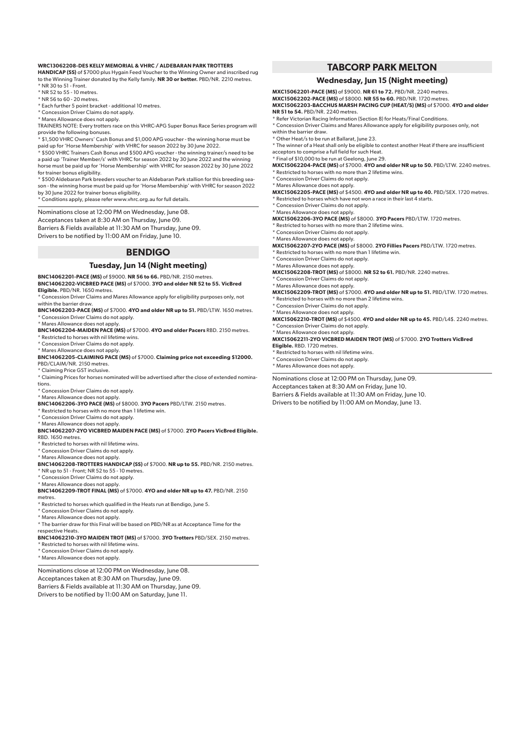**WRC13062208-DES KELLY MEMORIAL & VHRC / ALDEBARAN PARK TROTTERS HANDICAP (SS)** of $7000 plus Hygain Feed Voucher to the Winning Owner and inscribed rug to the Winning Trainer donated by the Kelly family. **NR 30 or better.** PBD/NR. 2210 metres.

* NR 30 to 51 - Front.
* NR 52 to 55 - 10 metres.
* NR 56 to 60 - 20 metres.
* Each further 5 point bracket - additional 10 metres.
* Concession Driver Claims do not apply.
* Mares Allowance does not apply.

TRAINERS NOTE: Every trotters race on this VHRC-APG Super Bonus Race Series program will provide the following bonuses.

* $1,500 VHRC Owners' Cash Bonus and $1,000 APG voucher - the winning horse must be paid up for 'Horse Membership' with VHRC for season 2022 by 30 June 2022.
* $500 VHRC Trainers Cash Bonus and $500 APG voucher - the winning trainer/s need to be a paid up 'Trainer Member/s' with VHRC for season 2022 by 30 June 2022 and the winning horse must be paid up for 'Horse Membership' with VHRC for season 2022 by 30 June 2022 for trainer bonus eligibility.
* $500 Aldebaran Park breeders voucher to an Aldebaran Park stallion for this breeding season - the winning horse must be paid up for 'Horse Membership' with VHRC for season 2022 by 30 June 2022 for trainer bonus eligibility.
* Conditions apply, please refer www.vhrc.org.au for full details.

Nominations close at 12:00 PM on Wednesday, June 08.
Acceptances taken at 8:30 AM on Thursday, June 09.
Barriers & Fields available at 11:30 AM on Thursday, June 09.
Drivers to be notified by 11:00 AM on Friday, June 10.

## BENDIGO

### Tuesday, Jun 14 (Night meeting)

**BNC14062201-PACE (MS)** of $9000. **NR 56 to 66.** PBD/NR. 2150 metres.

**BNC14062202-VICBRED PACE (MS)** of $7000. **3YO and older NR 52 to 55. VicBred Eligible.** PBD/NR. 1650 metres.

* Concession Driver Claims and Mares Allowance apply for eligibility purposes only, not within the barrier draw.

**BNC14062203-PACE (MS)** of $7000. **4YO and older NR up to 51.** PBD/LTW. 1650 metres.

* Concession Driver Claims do not apply.
* Mares Allowance does not apply.

**BNC14062204-MAIDEN PACE (MS)** of $7000. **4YO and older Pacers** RBD. 2150 metres.

* Restricted to horses with nil lifetime wins.
* Concession Driver Claims do not apply.
* Mares Allowance does not apply.

**BNC14062205-CLAIMING PACE (MS)** of $7000. **Claiming price not exceeding $12000.** PBD/CLAIM/NR. 2150 metres.

* Claiming Price GST inclusive.
* Claiming Prices for horses nominated will be advertised after the close of extended nominations.
* Concession Driver Claims do not apply.
* Mares Allowance does not apply.

**BNC14062206-3YO PACE (MS)** of $8000. **3YO Pacers** PBD/LTW. 2150 metres.

* Restricted to horses with no more than 1 lifetime win.
* Concession Driver Claims do not apply.
* Mares Allowance does not apply.

**BNC14062207-2YO VICBRED MAIDEN PACE (MS)** of $7000. **2YO Pacers VicBred Eligible.** RBD. 1650 metres.

* Restricted to horses with nil lifetime wins.
* Concession Driver Claims do not apply.
* Mares Allowance does not apply.

**BNC14062208-TROTTERS HANDICAP (SS)** of $7000. **NR up to 55.** PBD/NR. 2150 metres.

* NR up to 51 - Front; NR 52 to 55 - 10 metres.
* Concession Driver Claims do not apply.
* Mares Allowance does not apply.

**BNC14062209-TROT FINAL (MS)** of $7000. **4YO and older NR up to 47.** PBD/NR. 2150 metres.

* Restricted to horses which qualified in the Heats run at Bendigo, June 5.
* Concession Driver Claims do not apply.
* Mares Allowance does not apply.
* The barrier draw for this Final will be based on PBD/NR as at Acceptance Time for the respective Heats.

**BNC14062210-3YO MAIDEN TROT (MS)** of $7000. **3YO Trotters** PBD/SEX. 2150 metres.

* Restricted to horses with nil lifetime wins.
* Concession Driver Claims do not apply.
* Mares Allowance does not apply.

Nominations close at 12:00 PM on Wednesday, June 08.
Acceptances taken at 8:30 AM on Thursday, June 09.
Barriers & Fields available at 11:30 AM on Thursday, June 09.
Drivers to be notified by 11:00 AM on Saturday, June 11.

## TABCORP PARK MELTON

### Wednesday, Jun 15 (Night meeting)

**MXC15062201-PACE (MS)** of $9000. **NR 61 to 72.** PBD/NR. 2240 metres.

**MXC15062202-PACE (MS)** of $8000. **NR 55 to 60.** PBD/NR. 1720 metres.

**MXC15062203-BACCHUS MARSH PACING CUP (HEAT/S) (MS)** of $7000. **4YO and older NR 51 to 54.** PBD/NR. 2240 metres.

* Refer Victorian Racing Information (Section 8) for Heats/Final Conditions.
* Concession Driver Claims and Mares Allowance apply for eligibility purposes only, not within the barrier draw.
* Other Heat/s to be run at Ballarat, June 23.
* The winner of a Heat shall only be eligible to contest another Heat if there are insufficient acceptors to comprise a full field for such Heat.
* Final of $10,000 to be run at Geelong, June 29.

**MXC15062204-PACE (MS)** of $7000. **4YO and older NR up to 50.** PBD/LTW. 2240 metres.

* Restricted to horses with no more than 2 lifetime wins.
* Concession Driver Claims do not apply.
* Mares Allowance does not apply.

**MXC15062205-PACE (MS)** of $4500. **4YO and older NR up to 40.** PBD/SEX. 1720 metres.

* Restricted to horses which have not won a race in their last 4 starts.
* Concession Driver Claims do not apply.
* Mares Allowance does not apply.

**MXC15062206-3YO PACE (MS)** of $8000. **3YO Pacers** PBD/LTW. 1720 metres.

* Restricted to horses with no more than 2 lifetime wins.
* Concession Driver Claims do not apply.
* Mares Allowance does not apply.

**MXC15062207-2YO PACE (MS)** of $8000. **2YO Fillies Pacers** PBD/LTW. 1720 metres.

* Restricted to horses with no more than 1 lifetime win.
* Concession Driver Claims do not apply.
* Mares Allowance does not apply.

**MXC15062208-TROT (MS)** of $8000. **NR 52 to 61.** PBD/NR. 2240 metres.

* Concession Driver Claims do not apply.
* Mares Allowance does not apply.

**MXC15062209-TROT (MS)** of $7000. **4YO and older NR up to 51.** PBD/LTW. 1720 metres.

* Restricted to horses with no more than 2 lifetime wins.
* Concession Driver Claims do not apply.
* Mares Allowance does not apply.

**MXC15062210-TROT (MS)** of $4500. **4YO and older NR up to 45.** PBD/L4$. 2240 metres.

* Concession Driver Claims do not apply.
* Mares Allowance does not apply.

**MXC15062211-2YO VICBRED MAIDEN TROT (MS)** of $7000. **2YO Trotters VicBred Eligible.** RBD. 1720 metres.

* Restricted to horses with nil lifetime wins.
* Concession Driver Claims do not apply.
* Mares Allowance does not apply.

Nominations close at 12:00 PM on Thursday, June 09.
Acceptances taken at 8:30 AM on Friday, June 10.
Barriers & Fields available at 11:30 AM on Friday, June 10.
Drivers to be notified by 11:00 AM on Monday, June 13.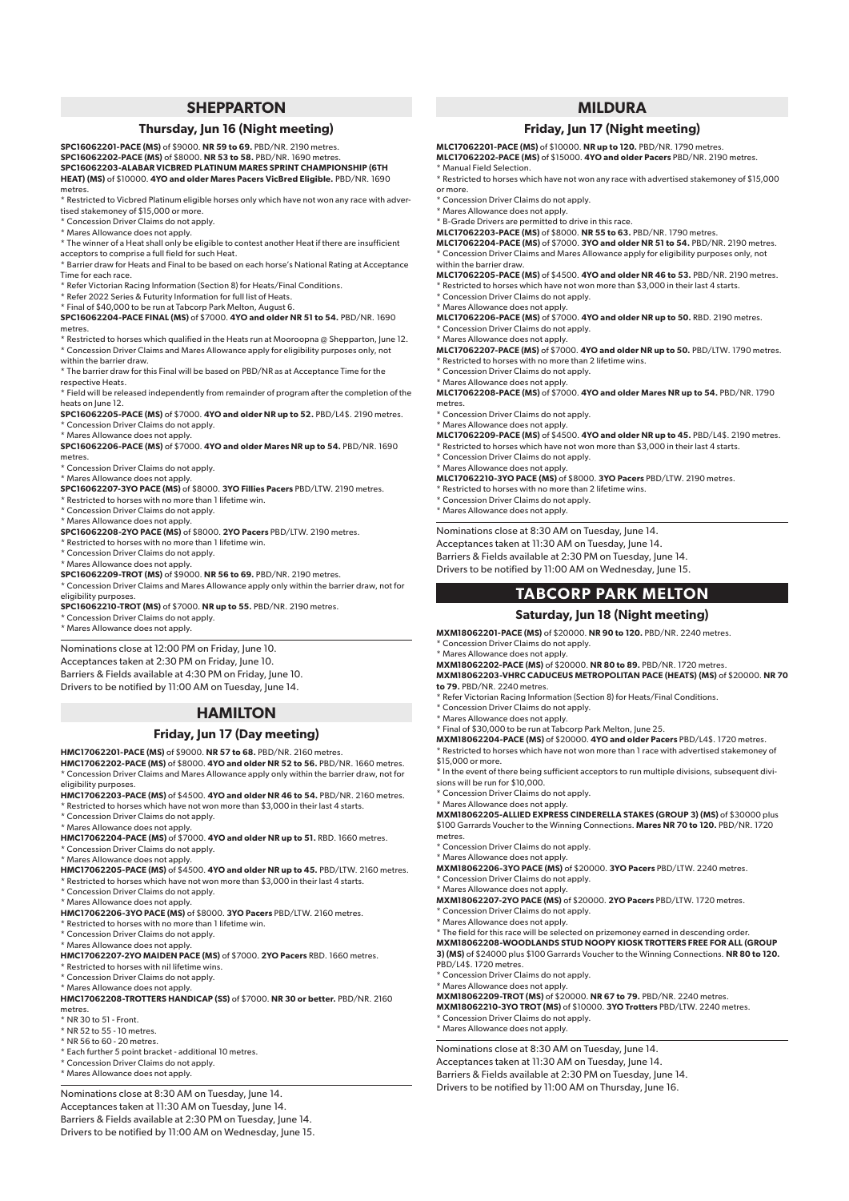## SHEPPARTON

### Thursday, Jun 16 (Night meeting)

**SPC16062201-PACE (MS)** of $9000. **NR 59 to 69.** PBD/NR. 2190 metres.
**SPC16062202-PACE (MS)** of $8000. **NR 53 to 58.** PBD/NR. 1690 metres.
**SPC16062203-ALABAR VICBRED PLATINUM MARES SPRINT CHAMPIONSHIP (6TH HEAT) (MS)** of $10000. **4YO and older Mares Pacers VicBred Eligible.** PBD/NR. 1690 metres.
* Restricted to Vicbred Platinum eligible horses only which have not won any race with advertised stakemoney of $15,000 or more.
* Concession Driver Claims do not apply.
* Mares Allowance does not apply.
* The winner of a Heat shall only be eligible to contest another Heat if there are insufficient acceptors to comprise a full field for such Heat.
* Barrier draw for Heats and Final to be based on each horse's National Rating at Acceptance Time for each race.
* Refer Victorian Racing Information (Section 8) for Heats/Final Conditions.
* Refer 2022 Series & Futurity Information for full list of Heats.
* Final of $40,000 to be run at Tabcorp Park Melton, August 6.
**SPC16062204-PACE FINAL (MS)** of $7000. **4YO and older NR 51 to 54.** PBD/NR. 1690 metres.
* Restricted to horses which qualified in the Heats run at Mooroopna @ Shepparton, June 12.
* Concession Driver Claims and Mares Allowance apply for eligibility purposes only, not within the barrier draw.
* The barrier draw for this Final will be based on PBD/NR as at Acceptance Time for the respective Heats.
* Field will be released independently from remainder of program after the completion of the heats on June 12.
**SPC16062205-PACE (MS)** of $7000. **4YO and older NR up to 52.** PBD/L4$. 2190 metres.
* Concession Driver Claims do not apply.
* Mares Allowance does not apply.
**SPC16062206-PACE (MS)** of $7000. **4YO and older Mares NR up to 54.** PBD/NR. 1690 metres.
* Concession Driver Claims do not apply.
* Mares Allowance does not apply.
**SPC16062207-3YO PACE (MS)** of $8000. **3YO Fillies Pacers** PBD/LTW. 2190 metres.
* Restricted to horses with no more than 1 lifetime win.
* Concession Driver Claims do not apply.
* Mares Allowance does not apply.
**SPC16062208-2YO PACE (MS)** of $8000. **2YO Pacers** PBD/LTW. 2190 metres.
* Restricted to horses with no more than 1 lifetime win.
* Concession Driver Claims do not apply.
* Mares Allowance does not apply.
**SPC16062209-TROT (MS)** of $9000. **NR 56 to 69.** PBD/NR. 2190 metres.
* Concession Driver Claims and Mares Allowance apply only within the barrier draw, not for eligibility purposes.
**SPC16062210-TROT (MS)** of $7000. **NR up to 55.** PBD/NR. 2190 metres.
* Concession Driver Claims do not apply.
* Mares Allowance does not apply.

Nominations close at 12:00 PM on Friday, June 10.
Acceptances taken at 2:30 PM on Friday, June 10.
Barriers & Fields available at 4:30 PM on Friday, June 10.
Drivers to be notified by 11:00 AM on Tuesday, June 14.

## HAMILTON

### Friday, Jun 17 (Day meeting)

**HMC17062201-PACE (MS)** of $9000. **NR 57 to 68.** PBD/NR. 2160 metres.
**HMC17062202-PACE (MS)** of $8000. **4YO and older NR 52 to 56.** PBD/NR. 1660 metres.
* Concession Driver Claims and Mares Allowance apply only within the barrier draw, not for eligibility purposes.
**HMC17062203-PACE (MS)** of $4500. **4YO and older NR 46 to 54.** PBD/NR. 2160 metres.
* Restricted to horses which have not won more than $3,000 in their last 4 starts.
* Concession Driver Claims do not apply.
* Mares Allowance does not apply.
**HMC17062204-PACE (MS)** of $7000. **4YO and older NR up to 51.** RBD. 1660 metres.
* Concession Driver Claims do not apply.
* Mares Allowance does not apply.
**HMC17062205-PACE (MS)** of $4500. **4YO and older NR up to 45.** PBD/LTW. 2160 metres.
* Restricted to horses which have not won more than $3,000 in their last 4 starts.
* Concession Driver Claims do not apply.
* Mares Allowance does not apply.
**HMC17062206-3YO PACE (MS)** of $8000. **3YO Pacers** PBD/LTW. 2160 metres.
* Restricted to horses with no more than 1 lifetime win.
* Concession Driver Claims do not apply.
* Mares Allowance does not apply.
**HMC17062207-2YO MAIDEN PACE (MS)** of $7000. **2YO Pacers** RBD. 1660 metres.
* Restricted to horses with nil lifetime wins.
* Concession Driver Claims do not apply.
* Mares Allowance does not apply.
**HMC17062208-TROTTERS HANDICAP (SS)** of $7000. **NR 30 or better.** PBD/NR. 2160 metres.
* NR 30 to 51 - Front.
* NR 52 to 55 - 10 metres.
* NR 56 to 60 - 20 metres.
* Each further 5 point bracket - additional 10 metres.
* Concession Driver Claims do not apply.
* Mares Allowance does not apply.

Nominations close at 8:30 AM on Tuesday, June 14.
Acceptances taken at 11:30 AM on Tuesday, June 14.
Barriers & Fields available at 2:30 PM on Tuesday, June 14.
Drivers to be notified by 11:00 AM on Wednesday, June 15.

## MILDURA

### Friday, Jun 17 (Night meeting)

**MLC17062201-PACE (MS)** of $10000. **NR up to 120.** PBD/NR. 1790 metres.
**MLC17062202-PACE (MS)** of $15000. **4YO and older Pacers** PBD/NR. 2190 metres.
* Manual Field Selection.
* Restricted to horses which have not won any race with advertised stakemoney of $15,000 or more.
* Concession Driver Claims do not apply.
* Mares Allowance does not apply.
* B-Grade Drivers are permitted to drive in this race.
**MLC17062203-PACE (MS)** of $8000. **NR 55 to 63.** PBD/NR. 1790 metres.
**MLC17062204-PACE (MS)** of $7000. **3YO and older NR 51 to 54.** PBD/NR. 2190 metres.
* Concession Driver Claims and Mares Allowance apply for eligibility purposes only, not within the barrier draw.
**MLC17062205-PACE (MS)** of $4500. **4YO and older NR 46 to 53.** PBD/NR. 2190 metres.
* Restricted to horses which have not won more than $3,000 in their last 4 starts.
* Concession Driver Claims do not apply.
* Mares Allowance does not apply.
**MLC17062206-PACE (MS)** of $7000. **4YO and older NR up to 50.** RBD. 2190 metres.
* Concession Driver Claims do not apply.
* Mares Allowance does not apply.
**MLC17062207-PACE (MS)** of $7000. **4YO and older NR up to 50.** PBD/LTW. 1790 metres.
* Restricted to horses with no more than 2 lifetime wins.
* Concession Driver Claims do not apply.
* Mares Allowance does not apply.
**MLC17062208-PACE (MS)** of $7000. **4YO and older Mares NR up to 54.** PBD/NR. 1790 metres.
* Concession Driver Claims do not apply.
* Mares Allowance does not apply.
**MLC17062209-PACE (MS)** of $4500. **4YO and older NR up to 45.** PBD/L4$. 2190 metres.
* Restricted to horses which have not won more than $3,000 in their last 4 starts.
* Concession Driver Claims do not apply.
* Mares Allowance does not apply.
**MLC17062210-3YO PACE (MS)** of $8000. **3YO Pacers** PBD/LTW. 2190 metres.
* Restricted to horses with no more than 2 lifetime wins.
* Concession Driver Claims do not apply.
* Mares Allowance does not apply.

Nominations close at 8:30 AM on Tuesday, June 14.
Acceptances taken at 11:30 AM on Tuesday, June 14.
Barriers & Fields available at 2:30 PM on Tuesday, June 14.
Drivers to be notified by 11:00 AM on Wednesday, June 15.

## TABCORP PARK MELTON

### Saturday, Jun 18 (Night meeting)

**MXM18062201-PACE (MS)** of $20000. **NR 90 to 120.** PBD/NR. 2240 metres.
* Concession Driver Claims do not apply.
* Mares Allowance does not apply.
**MXM18062202-PACE (MS)** of $20000. **NR 80 to 89.** PBD/NR. 1720 metres.
**MXM18062203-VHRC CADUCEUS METROPOLITAN PACE (HEATS) (MS)** of $20000. **NR 70 to 79.** PBD/NR. 2240 metres.
* Refer Victorian Racing Information (Section 8) for Heats/Final Conditions.
* Concession Driver Claims do not apply.
* Mares Allowance does not apply.
* Final of $30,000 to be run at Tabcorp Park Melton, June 25.
**MXM18062204-PACE (MS)** of $20000. **4YO and older Pacers** PBD/L4$. 1720 metres.
* Restricted to horses which have not won more than 1 race with advertised stakemoney of $15,000 or more.
* In the event of there being sufficient acceptors to run multiple divisions, subsequent divisions will be run for $10,000.
* Concession Driver Claims do not apply.
* Mares Allowance does not apply.
**MXM18062205-ALLIED EXPRESS CINDERELLA STAKES (GROUP 3) (MS)** of $30000 plus $100 Garrards Voucher to the Winning Connections. **Mares NR 70 to 120.** PBD/NR. 1720 metres.
* Concession Driver Claims do not apply.
* Mares Allowance does not apply.
**MXM18062206-3YO PACE (MS)** of $20000. **3YO Pacers** PBD/LTW. 2240 metres.
* Concession Driver Claims do not apply.
* Mares Allowance does not apply.
**MXM18062207-2YO PACE (MS)** of $20000. **2YO Pacers** PBD/LTW. 1720 metres.
* Concession Driver Claims do not apply.
* Mares Allowance does not apply.
* The field for this race will be selected on prizemoney earned in descending order.
**MXM18062208-WOODLANDS STUD NOOPY KIOSK TROTTERS FREE FOR ALL (GROUP 3) (MS)** of $24000 plus $100 Garrards Voucher to the Winning Connections. **NR 80 to 120.** PBD/L4$. 1720 metres.
* Concession Driver Claims do not apply.
* Mares Allowance does not apply.
**MXM18062209-TROT (MS)** of $20000. **NR 67 to 79.** PBD/NR. 2240 metres.
**MXM18062210-3YO TROT (MS)** of $10000. **3YO Trotters** PBD/LTW. 2240 metres.
* Concession Driver Claims do not apply.
* Mares Allowance does not apply.

Nominations close at 8:30 AM on Tuesday, June 14.
Acceptances taken at 11:30 AM on Tuesday, June 14.
Barriers & Fields available at 2:30 PM on Tuesday, June 14.
Drivers to be notified by 11:00 AM on Thursday, June 16.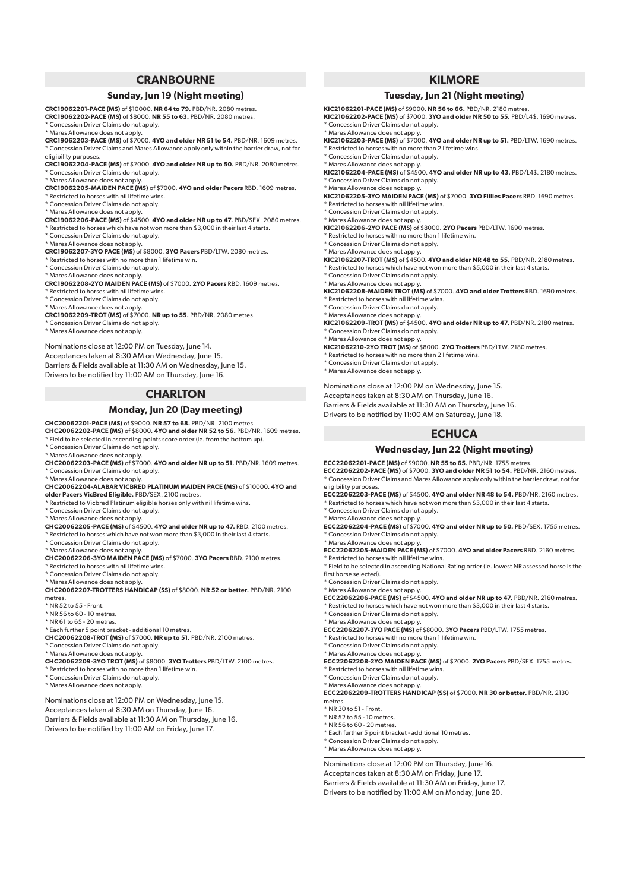## CRANBOURNE

### Sunday, Jun 19 (Night meeting)

**CRC19062201-PACE (MS)** of $10000. **NR 64 to 79.** PBD/NR. 2080 metres.

**CRC19062202-PACE (MS)** of $8000. **NR 55 to 63.** PBD/NR. 2080 metres.

* Concession Driver Claims do not apply.
* Mares Allowance does not apply.

**CRC19062203-PACE (MS)** of $7000. **4YO and older NR 51 to 54.** PBD/NR. 1609 metres.

* Concession Driver Claims and Mares Allowance apply only within the barrier draw, not for eligibility purposes.

**CRC19062204-PACE (MS)** of $7000. **4YO and older NR up to 50.** PBD/NR. 2080 metres.

* Concession Driver Claims do not apply.
* Mares Allowance does not apply.

**CRC19062205-MAIDEN PACE (MS)** of $7000. **4YO and older Pacers** RBD. 1609 metres.

* Restricted to horses with nil lifetime wins.
* Concession Driver Claims do not apply.
* Mares Allowance does not apply.

**CRC19062206-PACE (MS)** of $4500. **4YO and older NR up to 47.** PBD/SEX. 2080 metres.

* Restricted to horses which have not won more than $3,000 in their last 4 starts.
* Concession Driver Claims do not apply.
* Mares Allowance does not apply.

**CRC19062207-3YO PACE (MS)** of $8000. **3YO Pacers** PBD/LTW. 2080 metres.

* Restricted to horses with no more than 1 lifetime win.
* Concession Driver Claims do not apply.
* Mares Allowance does not apply.

**CRC19062208-2YO MAIDEN PACE (MS)** of $7000. **2YO Pacers** RBD. 1609 metres.

* Restricted to horses with nil lifetime wins.
* Concession Driver Claims do not apply.
* Mares Allowance does not apply.

**CRC19062209-TROT (MS)** of $7000. **NR up to 55.** PBD/NR. 2080 metres.

* Concession Driver Claims do not apply.
* Mares Allowance does not apply.

Nominations close at 12:00 PM on Tuesday, June 14.
Acceptances taken at 8:30 AM on Wednesday, June 15.
Barriers & Fields available at 11:30 AM on Wednesday, June 15.
Drivers to be notified by 11:00 AM on Thursday, June 16.

## CHARLTON

### Monday, Jun 20 (Day meeting)

**CHC20062201-PACE (MS)** of $9000. **NR 57 to 68.** PBD/NR. 2100 metres.

**CHC20062202-PACE (MS)** of $8000. **4YO and older NR 52 to 56.** PBD/NR. 1609 metres.

* Field to be selected in ascending points score order (ie. from the bottom up).
* Concession Driver Claims do not apply.
* Mares Allowance does not apply.

**CHC20062203-PACE (MS)** of $7000. **4YO and older NR up to 51.** PBD/NR. 1609 metres.

* Concession Driver Claims do not apply.
* Mares Allowance does not apply.

**CHC20062204-ALABAR VICBRED PLATINUM MAIDEN PACE (MS)** of $10000. **4YO and older Pacers VicBred Eligible.** PBD/SEX. 2100 metres.

* Restricted to Vicbred Platinum eligible horses only with nil lifetime wins.
* Concession Driver Claims do not apply.
* Mares Allowance does not apply.

**CHC20062205-PACE (MS)** of $4500. **4YO and older NR up to 47.** RBD. 2100 metres.

* Restricted to horses which have not won more than $3,000 in their last 4 starts.
* Concession Driver Claims do not apply.
* Mares Allowance does not apply.

**CHC20062206-3YO MAIDEN PACE (MS)** of $7000. **3YO Pacers** RBD. 2100 metres.

* Restricted to horses with nil lifetime wins.
* Concession Driver Claims do not apply.
* Mares Allowance does not apply.

**CHC20062207-TROTTERS HANDICAP (SS)** of $8000. **NR 52 or better.** PBD/NR. 2100 metres.

* NR 52 to 55 - Front.
* NR 56 to 60 - 10 metres.
* NR 61 to 65 - 20 metres.
* Each further 5 point bracket - additional 10 metres.

**CHC20062208-TROT (MS)** of $7000. **NR up to 51.** PBD/NR. 2100 metres.

* Concession Driver Claims do not apply.
* Mares Allowance does not apply.

**CHC20062209-3YO TROT (MS)** of $8000. **3YO Trotters** PBD/LTW. 2100 metres.

* Restricted to horses with no more than 1 lifetime win.
* Concession Driver Claims do not apply.
* Mares Allowance does not apply.

Nominations close at 12:00 PM on Wednesday, June 15.
Acceptances taken at 8:30 AM on Thursday, June 16.
Barriers & Fields available at 11:30 AM on Thursday, June 16.
Drivers to be notified by 11:00 AM on Friday, June 17.

## KILMORE

### Tuesday, Jun 21 (Night meeting)

**KIC21062201-PACE (MS)** of $9000. **NR 56 to 66.** PBD/NR. 2180 metres.

**KIC21062202-PACE (MS)** of $7000. **3YO and older NR 50 to 55.** PBD/L4$. 1690 metres.

* Concession Driver Claims do not apply.
* Mares Allowance does not apply.

**KIC21062203-PACE (MS)** of $7000. **4YO and older NR up to 51.** PBD/LTW. 1690 metres.

* Restricted to horses with no more than 2 lifetime wins.
* Concession Driver Claims do not apply.
* Mares Allowance does not apply.

**KIC21062204-PACE (MS)** of $4500. **4YO and older NR up to 43.** PBD/L4$. 2180 metres.

* Concession Driver Claims do not apply.
* Mares Allowance does not apply.

**KIC21062205-3YO MAIDEN PACE (MS)** of $7000. **3YO Fillies Pacers** RBD. 1690 metres.

* Restricted to horses with nil lifetime wins.
* Concession Driver Claims do not apply.
* Mares Allowance does not apply.

**KIC21062206-2YO PACE (MS)** of $8000. **2YO Pacers** PBD/LTW. 1690 metres.

* Restricted to horses with no more than 1 lifetime win.
* Concession Driver Claims do not apply.
* Mares Allowance does not apply.

**KIC21062207-TROT (MS)** of $4500. **4YO and older NR 48 to 55.** PBD/NR. 2180 metres.

* Restricted to horses which have not won more than $5,000 in their last 4 starts.
* Concession Driver Claims do not apply.
* Mares Allowance does not apply.

**KIC21062208-MAIDEN TROT (MS)** of $7000. **4YO and older Trotters** RBD. 1690 metres.

* Restricted to horses with nil lifetime wins.
* Concession Driver Claims do not apply.
* Mares Allowance does not apply.

**KIC21062209-TROT (MS)** of $4500. **4YO and older NR up to 47.** PBD/NR. 2180 metres.

* Concession Driver Claims do not apply.
* Mares Allowance does not apply.

**KIC21062210-2YO TROT (MS)** of $8000. **2YO Trotters** PBD/LTW. 2180 metres.

* Restricted to horses with no more than 2 lifetime wins.
* Concession Driver Claims do not apply.
* Mares Allowance does not apply.

Nominations close at 12:00 PM on Wednesday, June 15.
Acceptances taken at 8:30 AM on Thursday, June 16.
Barriers & Fields available at 11:30 AM on Thursday, June 16.
Drivers to be notified by 11:00 AM on Saturday, June 18.

## ECHUCA

### Wednesday, Jun 22 (Night meeting)

**ECC22062201-PACE (MS)** of $9000. **NR 55 to 65.** PBD/NR. 1755 metres.

**ECC22062202-PACE (MS)** of $7000. **3YO and older NR 51 to 54.** PBD/NR. 2160 metres.

* Concession Driver Claims and Mares Allowance apply only within the barrier draw, not for eligibility purposes.

**ECC22062203-PACE (MS)** of $4500. **4YO and older NR 48 to 54.** PBD/NR. 2160 metres.

* Restricted to horses which have not won more than $3,000 in their last 4 starts.
* Concession Driver Claims do not apply.
* Mares Allowance does not apply.

**ECC22062204-PACE (MS)** of $7000. **4YO and older NR up to 50.** PBD/SEX. 1755 metres.

* Concession Driver Claims do not apply.
* Mares Allowance does not apply.

**ECC22062205-MAIDEN PACE (MS)** of $7000. **4YO and older Pacers** RBD. 2160 metres.

* Restricted to horses with nil lifetime wins.
* Field to be selected in ascending National Rating order (ie. lowest NR assessed horse is the first horse selected).
* Concession Driver Claims do not apply.
* Mares Allowance does not apply.

**ECC22062206-PACE (MS)** of $4500. **4YO and older NR up to 47.** PBD/NR. 2160 metres.

* Restricted to horses which have not won more than $3,000 in their last 4 starts.
* Concession Driver Claims do not apply.
* Mares Allowance does not apply.

**ECC22062207-3YO PACE (MS)** of $8000. **3YO Pacers** PBD/LTW. 1755 metres.

* Restricted to horses with no more than 1 lifetime win.
* Concession Driver Claims do not apply.
* Mares Allowance does not apply.

**ECC22062208-2YO MAIDEN PACE (MS)** of $7000. **2YO Pacers** PBD/SEX. 1755 metres.

* Restricted to horses with nil lifetime wins.
* Concession Driver Claims do not apply.
* Mares Allowance does not apply.

**ECC22062209-TROTTERS HANDICAP (SS)** of $7000. **NR 30 or better.** PBD/NR. 2130 metres.

* NR 30 to 51 - Front.
* NR 52 to 55 - 10 metres.
* NR 56 to 60 - 20 metres.
* Each further 5 point bracket - additional 10 metres.
* Concession Driver Claims do not apply.
* Mares Allowance does not apply.

Nominations close at 12:00 PM on Thursday, June 16.
Acceptances taken at 8:30 AM on Friday, June 17.
Barriers & Fields available at 11:30 AM on Friday, June 17.
Drivers to be notified by 11:00 AM on Monday, June 20.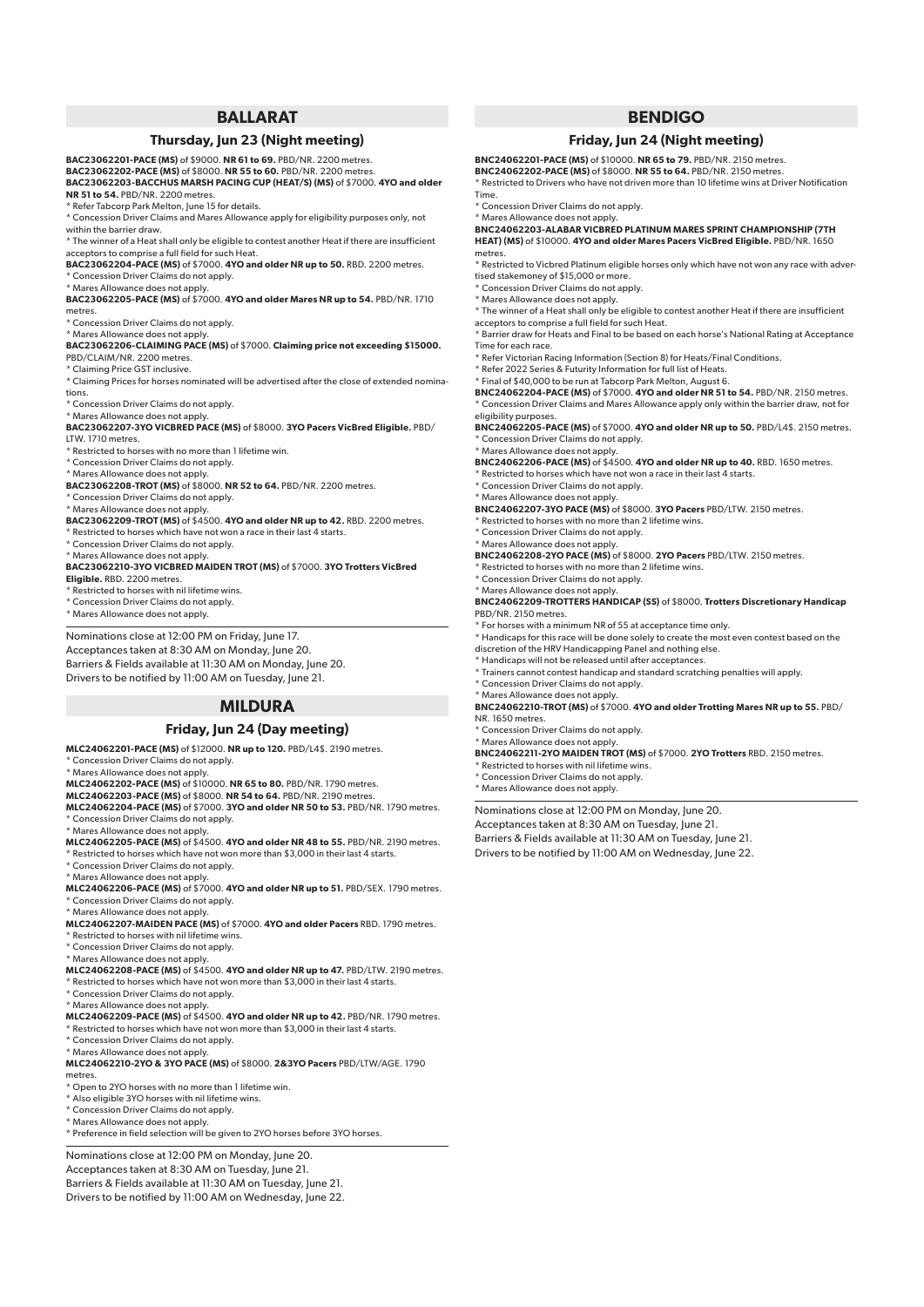## BALLARAT

### Thursday, Jun 23 (Night meeting)

**BAC23062201-PACE (MS)** of $9000. **NR 61 to 69.** PBD/NR. 2200 metres.

**BAC23062202-PACE (MS)** of $8000. **NR 55 to 60.** PBD/NR. 2200 metres.

**BAC23062203-BACCHUS MARSH PACING CUP (HEAT/S) (MS)** of $7000. **4YO and older NR 51 to 54.** PBD/NR. 2200 metres.
* Refer Tabcorp Park Melton, June 15 for details.
* Concession Driver Claims and Mares Allowance apply for eligibility purposes only, not within the barrier draw.
* The winner of a Heat shall only be eligible to contest another Heat if there are insufficient acceptors to comprise a full field for such Heat.

**BAC23062204-PACE (MS)** of $7000. **4YO and older NR up to 50.** RBD. 2200 metres.
* Concession Driver Claims do not apply.
* Mares Allowance does not apply.

**BAC23062205-PACE (MS)** of $7000. **4YO and older Mares NR up to 54.** PBD/NR. 1710 metres.
* Concession Driver Claims do not apply.
* Mares Allowance does not apply.

**BAC23062206-CLAIMING PACE (MS)** of $7000. **Claiming price not exceeding $15000.** PBD/CLAIM/NR. 2200 metres.
* Claiming Price GST inclusive.
* Claiming Prices for horses nominated will be advertised after the close of extended nominations.
* Concession Driver Claims do not apply.
* Mares Allowance does not apply.

**BAC23062207-3YO VICBRED PACE (MS)** of $8000. **3YO Pacers VicBred Eligible.** PBD/LTW. 1710 metres.
* Restricted to horses with no more than 1 lifetime win.
* Concession Driver Claims do not apply.
* Mares Allowance does not apply.

**BAC23062208-TROT (MS)** of $8000. **NR 52 to 64.** PBD/NR. 2200 metres.
* Concession Driver Claims do not apply.
* Mares Allowance does not apply.

**BAC23062209-TROT (MS)** of $4500. **4YO and older NR up to 42.** RBD. 2200 metres.
* Restricted to horses which have not won a race in their last 4 starts.
* Concession Driver Claims do not apply.
* Mares Allowance does not apply.

**BAC23062210-3YO VICBRED MAIDEN TROT (MS)** of $7000. **3YO Trotters VicBred Eligible.** RBD. 2200 metres.
* Restricted to horses with nil lifetime wins.
* Concession Driver Claims do not apply.
* Mares Allowance does not apply.

Nominations close at 12:00 PM on Friday, June 17.
Acceptances taken at 8:30 AM on Monday, June 20.
Barriers & Fields available at 11:30 AM on Monday, June 20.
Drivers to be notified by 11:00 AM on Tuesday, June 21.

## MILDURA

### Friday, Jun 24 (Day meeting)

**MLC24062201-PACE (MS)** of $12000. **NR up to 120.** PBD/L4$. 2190 metres.
* Concession Driver Claims do not apply.
* Mares Allowance does not apply.

**MLC24062202-PACE (MS)** of $10000. **NR 65 to 80.** PBD/NR. 1790 metres.

**MLC24062203-PACE (MS)** of $8000. **NR 54 to 64.** PBD/NR. 2190 metres.

**MLC24062204-PACE (MS)** of $7000. **3YO and older NR 50 to 53.** PBD/NR. 1790 metres.
* Concession Driver Claims do not apply.
* Mares Allowance does not apply.

**MLC24062205-PACE (MS)** of $4500. **4YO and older NR 48 to 55.** PBD/NR. 2190 metres.
* Restricted to horses which have not won more than $3,000 in their last 4 starts.
* Concession Driver Claims do not apply.
* Mares Allowance does not apply.

**MLC24062206-PACE (MS)** of $7000. **4YO and older NR up to 51.** PBD/SEX. 1790 metres.
* Concession Driver Claims do not apply.
* Mares Allowance does not apply.

**MLC24062207-MAIDEN PACE (MS)** of $7000. **4YO and older Pacers** RBD. 1790 metres.
* Restricted to horses with nil lifetime wins.
* Concession Driver Claims do not apply.
* Mares Allowance does not apply.

**MLC24062208-PACE (MS)** of $4500. **4YO and older NR up to 47.** PBD/LTW. 2190 metres.
* Restricted to horses which have not won more than $3,000 in their last 4 starts.
* Concession Driver Claims do not apply.
* Mares Allowance does not apply.

**MLC24062209-PACE (MS)** of $4500. **4YO and older NR up to 42.** PBD/NR. 1790 metres.
* Restricted to horses which have not won more than $3,000 in their last 4 starts.
* Concession Driver Claims do not apply.
* Mares Allowance does not apply.

**MLC24062210-2YO & 3YO PACE (MS)** of $8000. **2&3YO Pacers** PBD/LTW/AGE. 1790 metres.
* Open to 2YO horses with no more than 1 lifetime win.
* Also eligible 3YO horses with nil lifetime wins.
* Concession Driver Claims do not apply.
* Mares Allowance does not apply.
* Preference in field selection will be given to 2YO horses before 3YO horses.

Nominations close at 12:00 PM on Monday, June 20.
Acceptances taken at 8:30 AM on Tuesday, June 21.
Barriers & Fields available at 11:30 AM on Tuesday, June 21.
Drivers to be notified by 11:00 AM on Wednesday, June 22.

## BENDIGO

### Friday, Jun 24 (Night meeting)

**BNC24062201-PACE (MS)** of $10000. **NR 65 to 79.** PBD/NR. 2150 metres.

**BNC24062202-PACE (MS)** of $8000. **NR 55 to 64.** PBD/NR. 2150 metres.
* Restricted to Drivers who have not driven more than 10 lifetime wins at Driver Notification Time.
* Concession Driver Claims do not apply.
* Mares Allowance does not apply.

**BNC24062203-ALABAR VICBRED PLATINUM MARES SPRINT CHAMPIONSHIP (7TH HEAT) (MS)** of $10000. **4YO and older Mares Pacers VicBred Eligible.** PBD/NR. 1650 metres.
* Restricted to Vicbred Platinum eligible horses only which have not won any race with advertised stakemoney of $15,000 or more.
* Concession Driver Claims do not apply.
* Mares Allowance does not apply.
* The winner of a Heat shall only be eligible to contest another Heat if there are insufficient acceptors to comprise a full field for such Heat.
* Barrier draw for Heats and Final to be based on each horse's National Rating at Acceptance Time for each race.
* Refer Victorian Racing Information (Section 8) for Heats/Final Conditions.
* Refer 2022 Series & Futurity Information for full list of Heats.
* Final of $40,000 to be run at Tabcorp Park Melton, August 6.

**BNC24062204-PACE (MS)** of $7000. **4YO and older NR 51 to 54.** PBD/NR. 2150 metres.
* Concession Driver Claims and Mares Allowance apply only within the barrier draw, not for eligibility purposes.

**BNC24062205-PACE (MS)** of $7000. **4YO and older NR up to 50.** PBD/L4$. 2150 metres.
* Concession Driver Claims do not apply.
* Mares Allowance does not apply.

**BNC24062206-PACE (MS)** of $4500. **4YO and older NR up to 40.** RBD. 1650 metres.
* Restricted to horses which have not won a race in their last 4 starts.
* Concession Driver Claims do not apply.
* Mares Allowance does not apply.

**BNC24062207-3YO PACE (MS)** of $8000. **3YO Pacers** PBD/LTW. 2150 metres.
* Restricted to horses with no more than 2 lifetime wins.
* Concession Driver Claims do not apply.
* Mares Allowance does not apply.

**BNC24062208-2YO PACE (MS)** of $8000. **2YO Pacers** PBD/LTW. 2150 metres.
* Restricted to horses with no more than 2 lifetime wins.
* Concession Driver Claims do not apply.
* Mares Allowance does not apply.

**BNC24062209-TROTTERS HANDICAP (SS)** of $8000. **Trotters Discretionary Handicap** PBD/NR. 2150 metres.
* For horses with a minimum NR of 55 at acceptance time only.
* Handicaps for this race will be done solely to create the most even contest based on the discretion of the HRV Handicapping Panel and nothing else.
* Handicaps will not be released until after acceptances.
* Trainers cannot contest handicap and standard scratching penalties will apply.
* Concession Driver Claims do not apply.
* Mares Allowance does not apply.

**BNC24062210-TROT (MS)** of $7000. **4YO and older Trotting Mares NR up to 55.** PBD/NR. 1650 metres.
* Concession Driver Claims do not apply.
* Mares Allowance does not apply.

**BNC24062211-2YO MAIDEN TROT (MS)** of $7000. **2YO Trotters** RBD. 2150 metres.
* Restricted to horses with nil lifetime wins.
* Concession Driver Claims do not apply.
* Mares Allowance does not apply.

Nominations close at 12:00 PM on Monday, June 20.
Acceptances taken at 8:30 AM on Tuesday, June 21.
Barriers & Fields available at 11:30 AM on Tuesday, June 21.
Drivers to be notified by 11:00 AM on Wednesday, June 22.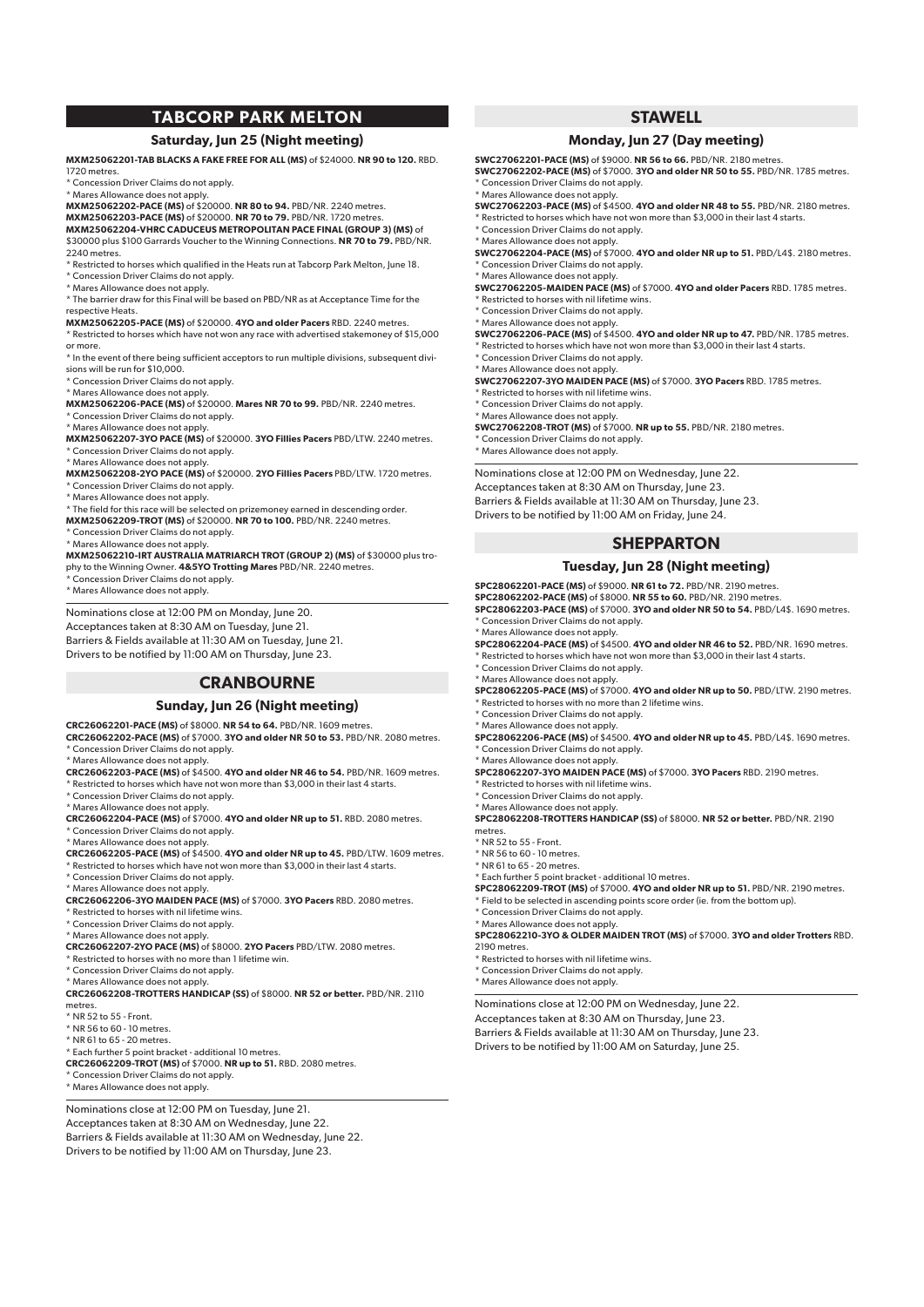## TABCORP PARK MELTON

### Saturday, Jun 25 (Night meeting)

**MXM25062201-TAB BLACKS A FAKE FREE FOR ALL (MS)** of $24000. **NR 90 to 120.** RBD. 1720 metres.
* Concession Driver Claims do not apply.
* Mares Allowance does not apply.

**MXM25062202-PACE (MS)** of $20000. **NR 80 to 94.** PBD/NR. 2240 metres.

**MXM25062203-PACE (MS)** of $20000. **NR 70 to 79.** PBD/NR. 1720 metres.

**MXM25062204-VHRC CADUCEUS METROPOLITAN PACE FINAL (GROUP 3) (MS)** of $30000 plus $100 Garrards Voucher to the Winning Connections. **NR 70 to 79.** PBD/NR. 2240 metres.
* Restricted to horses which qualified in the Heats run at Tabcorp Park Melton, June 18.
* Concession Driver Claims do not apply.
* Mares Allowance does not apply.
* The barrier draw for this Final will be based on PBD/NR as at Acceptance Time for the respective Heats.

**MXM25062205-PACE (MS)** of $20000. **4YO and older Pacers** RBD. 2240 metres.
* Restricted to horses which have not won any race with advertised stakemoney of $15,000 or more.
* In the event of there being sufficient acceptors to run multiple divisions, subsequent divisions will be run for $10,000.
* Concession Driver Claims do not apply.
* Mares Allowance does not apply.

**MXM25062206-PACE (MS)** of $20000. **Mares NR 70 to 99.** PBD/NR. 2240 metres.
* Concession Driver Claims do not apply.
* Mares Allowance does not apply.

**MXM25062207-3YO PACE (MS)** of $20000. **3YO Fillies Pacers** PBD/LTW. 2240 metres.
* Concession Driver Claims do not apply.
* Mares Allowance does not apply.

**MXM25062208-2YO PACE (MS)** of $20000. **2YO Fillies Pacers** PBD/LTW. 1720 metres.
* Concession Driver Claims do not apply.
* Mares Allowance does not apply.
* The field for this race will be selected on prizemoney earned in descending order.

**MXM25062209-TROT (MS)** of $20000. **NR 70 to 100.** PBD/NR. 2240 metres.
* Concession Driver Claims do not apply.
* Mares Allowance does not apply.

**MXM25062210-IRT AUSTRALIA MATRIARCH TROT (GROUP 2) (MS)** of $30000 plus trophy to the Winning Owner. **4&5YO Trotting Mares** PBD/NR. 2240 metres.
* Concession Driver Claims do not apply.
* Mares Allowance does not apply.

Nominations close at 12:00 PM on Monday, June 20.
Acceptances taken at 8:30 AM on Tuesday, June 21.
Barriers & Fields available at 11:30 AM on Tuesday, June 21.
Drivers to be notified by 11:00 AM on Thursday, June 23.

## CRANBOURNE

### Sunday, Jun 26 (Night meeting)

**CRC26062201-PACE (MS)** of $8000. **NR 54 to 64.** PBD/NR. 1609 metres.

**CRC26062202-PACE (MS)** of $7000. **3YO and older NR 50 to 53.** PBD/NR. 2080 metres.
* Concession Driver Claims do not apply.
* Mares Allowance does not apply.

**CRC26062203-PACE (MS)** of $4500. **4YO and older NR 46 to 54.** PBD/NR. 1609 metres.
* Restricted to horses which have not won more than $3,000 in their last 4 starts.
* Concession Driver Claims do not apply.
* Mares Allowance does not apply.

**CRC26062204-PACE (MS)** of $7000. **4YO and older NR up to 51.** RBD. 2080 metres.
* Concession Driver Claims do not apply.
* Mares Allowance does not apply.

**CRC26062205-PACE (MS)** of $4500. **4YO and older NR up to 45.** PBD/LTW. 1609 metres.
* Restricted to horses which have not won more than $3,000 in their last 4 starts.
* Concession Driver Claims do not apply.
* Mares Allowance does not apply.

**CRC26062206-3YO MAIDEN PACE (MS)** of $7000. **3YO Pacers** RBD. 2080 metres.
* Restricted to horses with nil lifetime wins.
* Concession Driver Claims do not apply.
* Mares Allowance does not apply.

**CRC26062207-2YO PACE (MS)** of $8000. **2YO Pacers** PBD/LTW. 2080 metres.
* Restricted to horses with no more than 1 lifetime win.
* Concession Driver Claims do not apply.
* Mares Allowance does not apply.

**CRC26062208-TROTTERS HANDICAP (SS)** of $8000. **NR 52 or better.** PBD/NR. 2110 metres.
* NR 52 to 55 - Front.
* NR 56 to 60 - 10 metres.
* NR 61 to 65 - 20 metres.
* Each further 5 point bracket - additional 10 metres.

**CRC26062209-TROT (MS)** of $7000. **NR up to 51.** RBD. 2080 metres.
* Concession Driver Claims do not apply.
* Mares Allowance does not apply.

Nominations close at 12:00 PM on Tuesday, June 21.
Acceptances taken at 8:30 AM on Wednesday, June 22.
Barriers & Fields available at 11:30 AM on Wednesday, June 22.
Drivers to be notified by 11:00 AM on Thursday, June 23.

## STAWELL

### Monday, Jun 27 (Day meeting)

**SWC27062201-PACE (MS)** of $9000. **NR 56 to 66.** PBD/NR. 2180 metres.

**SWC27062202-PACE (MS)** of $7000. **3YO and older NR 50 to 55.** PBD/NR. 1785 metres.
* Concession Driver Claims do not apply.
* Mares Allowance does not apply.

**SWC27062203-PACE (MS)** of $4500. **4YO and older NR 48 to 55.** PBD/NR. 2180 metres.
* Restricted to horses which have not won more than $3,000 in their last 4 starts.
* Concession Driver Claims do not apply.
* Mares Allowance does not apply.

**SWC27062204-PACE (MS)** of $7000. **4YO and older NR up to 51.** PBD/L4$. 2180 metres.
* Concession Driver Claims do not apply.
* Mares Allowance does not apply.

**SWC27062205-MAIDEN PACE (MS)** of $7000. **4YO and older Pacers** RBD. 1785 metres.
* Restricted to horses with nil lifetime wins.
* Concession Driver Claims do not apply.
* Mares Allowance does not apply.

**SWC27062206-PACE (MS)** of $4500. **4YO and older NR up to 47.** PBD/NR. 1785 metres.
* Restricted to horses which have not won more than $3,000 in their last 4 starts.
* Concession Driver Claims do not apply.
* Mares Allowance does not apply.

**SWC27062207-3YO MAIDEN PACE (MS)** of $7000. **3YO Pacers** RBD. 1785 metres.
* Restricted to horses with nil lifetime wins.
* Concession Driver Claims do not apply.
* Mares Allowance does not apply.

**SWC27062208-TROT (MS)** of $7000. **NR up to 55.** PBD/NR. 2180 metres.
* Concession Driver Claims do not apply.
* Mares Allowance does not apply.

Nominations close at 12:00 PM on Wednesday, June 22.
Acceptances taken at 8:30 AM on Thursday, June 23.
Barriers & Fields available at 11:30 AM on Thursday, June 23.
Drivers to be notified by 11:00 AM on Friday, June 24.

## SHEPPARTON

### Tuesday, Jun 28 (Night meeting)

**SPC28062201-PACE (MS)** of $9000. **NR 61 to 72.** PBD/NR. 2190 metres.

**SPC28062202-PACE (MS)** of $8000. **NR 55 to 60.** PBD/NR. 2190 metres.

**SPC28062203-PACE (MS)** of $7000. **3YO and older NR 50 to 54.** PBD/L4$. 1690 metres.
* Concession Driver Claims do not apply.
* Mares Allowance does not apply.

**SPC28062204-PACE (MS)** of $4500. **4YO and older NR 46 to 52.** PBD/NR. 1690 metres.
* Restricted to horses which have not won more than $3,000 in their last 4 starts.
* Concession Driver Claims do not apply.
* Mares Allowance does not apply.

**SPC28062205-PACE (MS)** of $7000. **4YO and older NR up to 50.** PBD/LTW. 2190 metres.
* Restricted to horses with no more than 2 lifetime wins.
* Concession Driver Claims do not apply.
* Mares Allowance does not apply.

**SPC28062206-PACE (MS)** of $4500. **4YO and older NR up to 45.** PBD/L4$. 1690 metres.
* Concession Driver Claims do not apply.
* Mares Allowance does not apply.

**SPC28062207-3YO MAIDEN PACE (MS)** of $7000. **3YO Pacers** RBD. 2190 metres.
* Restricted to horses with nil lifetime wins.
* Concession Driver Claims do not apply.
* Mares Allowance does not apply.

**SPC28062208-TROTTERS HANDICAP (SS)** of $8000. **NR 52 or better.** PBD/NR. 2190 metres.
* NR 52 to 55 - Front.
* NR 56 to 60 - 10 metres.
* NR 61 to 65 - 20 metres.
* Each further 5 point bracket - additional 10 metres.

**SPC28062209-TROT (MS)** of $7000. **4YO and older NR up to 51.** PBD/NR. 2190 metres.
* Field to be selected in ascending points score order (ie. from the bottom up).
* Concession Driver Claims do not apply.
* Mares Allowance does not apply.

**SPC28062210-3YO & OLDER MAIDEN TROT (MS)** of $7000. **3YO and older Trotters** RBD. 2190 metres.
* Restricted to horses with nil lifetime wins.
* Concession Driver Claims do not apply.
* Mares Allowance does not apply.

Nominations close at 12:00 PM on Wednesday, June 22.
Acceptances taken at 8:30 AM on Thursday, June 23.
Barriers & Fields available at 11:30 AM on Thursday, June 23.
Drivers to be notified by 11:00 AM on Saturday, June 25.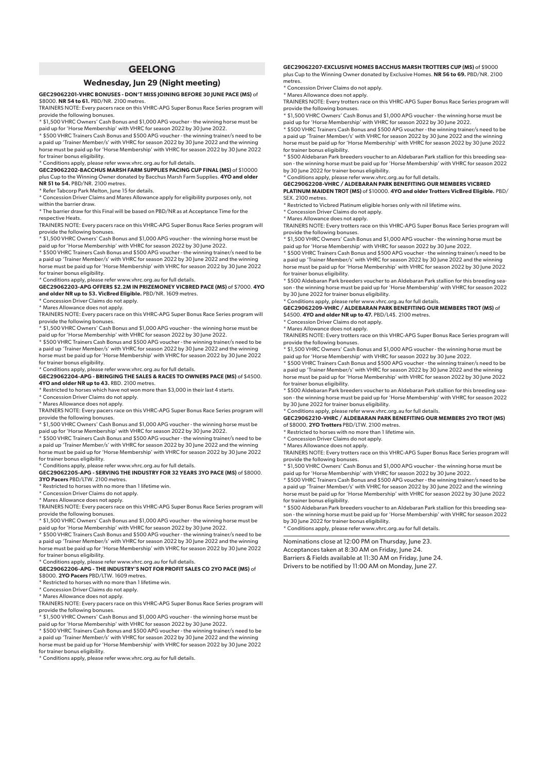# GEELONG

## Wednesday, Jun 29 (Night meeting)

**GEC29062201-VHRC BONUSES - DON'T MISS JOINING BEFORE 30 JUNE PACE (MS)** of $8000. **NR 54 to 61.** PBD/NR. 2100 metres.

TRAINERS NOTE: Every pacers race on this VHRC-APG Super Bonus Race Series program will provide the following bonuses.

* $1,500 VHRC Owners' Cash Bonus and $1,000 APG voucher - the winning horse must be paid up for 'Horse Membership' with VHRC for season 2022 by 30 June 2022.
* $500 VHRC Trainers Cash Bonus and $500 APG voucher - the winning trainer/s need to be a paid up 'Trainer Member/s' with VHRC for season 2022 by 30 June 2022 and the winning horse must be paid up for 'Horse Membership' with VHRC for season 2022 by 30 June 2022 for trainer bonus eligibility.
* Conditions apply, please refer www.vhrc.org.au for full details.

**GEC29062202-BACCHUS MARSH FARM SUPPLIES PACING CUP FINAL (MS)** of $10000 plus Cup to the Winning Owner donated by Bacchus Marsh Farm Supplies. **4YO and older NR 51 to 54.** PBD/NR. 2100 metres.

* Refer Tabcorp Park Melton, June 15 for details.
* Concession Driver Claims and Mares Allowance apply for eligibility purposes only, not within the barrier draw.
* The barrier draw for this Final will be based on PBD/NR as at Acceptance Time for the respective Heats.

TRAINERS NOTE: Every pacers race on this VHRC-APG Super Bonus Race Series program will provide the following bonuses.

* $1,500 VHRC Owners' Cash Bonus and $1,000 APG voucher - the winning horse must be paid up for 'Horse Membership' with VHRC for season 2022 by 30 June 2022.
* $500 VHRC Trainers Cash Bonus and $500 APG voucher - the winning trainer/s need to be a paid up 'Trainer Member/s' with VHRC for season 2022 by 30 June 2022 and the winning horse must be paid up for 'Horse Membership' with VHRC for season 2022 by 30 June 2022 for trainer bonus eligibility.
* Conditions apply, please refer www.vhrc.org.au for full details.

**GEC29062203-APG OFFERS $2.2M IN PRIZEMONEY VICBRED PACE (MS)** of $7000. **4YO and older NR up to 53. VicBred Eligible.** PBD/NR. 1609 metres.

* Concession Driver Claims do not apply.
* Mares Allowance does not apply.

TRAINERS NOTE: Every pacers race on this VHRC-APG Super Bonus Race Series program will provide the following bonuses.

* $1,500 VHRC Owners' Cash Bonus and $1,000 APG voucher - the winning horse must be paid up for 'Horse Membership' with VHRC for season 2022 by 30 June 2022.
* $500 VHRC Trainers Cash Bonus and $500 APG voucher - the winning trainer/s need to be a paid up 'Trainer Member/s' with VHRC for season 2022 by 30 June 2022 and the winning horse must be paid up for 'Horse Membership' with VHRC for season 2022 by 30 June 2022 for trainer bonus eligibility.
* Conditions apply, please refer www.vhrc.org.au for full details.

**GEC29062204-APG - BRINGING THE SALES & RACES TO OWNERS PACE (MS)** of $4500. **4YO and older NR up to 43.** RBD. 2100 metres.

* Restricted to horses which have not won more than $3,000 in their last 4 starts.
* Concession Driver Claims do not apply.
* Mares Allowance does not apply.

TRAINERS NOTE: Every pacers race on this VHRC-APG Super Bonus Race Series program will provide the following bonuses.

* $1,500 VHRC Owners' Cash Bonus and $1,000 APG voucher - the winning horse must be paid up for 'Horse Membership' with VHRC for season 2022 by 30 June 2022.
* $500 VHRC Trainers Cash Bonus and $500 APG voucher - the winning trainer/s need to be a paid up 'Trainer Member/s' with VHRC for season 2022 by 30 June 2022 and the winning horse must be paid up for 'Horse Membership' with VHRC for season 2022 by 30 June 2022 for trainer bonus eligibility.
* Conditions apply, please refer www.vhrc.org.au for full details.

**GEC29062205-APG - SERVING THE INDUSTRY FOR 32 YEARS 3YO PACE (MS)** of $8000. **3YO Pacers** PBD/LTW. 2100 metres.

* Restricted to horses with no more than 1 lifetime win.
* Concession Driver Claims do not apply.
* Mares Allowance does not apply.

TRAINERS NOTE: Every pacers race on this VHRC-APG Super Bonus Race Series program will provide the following bonuses.

* $1,500 VHRC Owners' Cash Bonus and $1,000 APG voucher - the winning horse must be paid up for 'Horse Membership' with VHRC for season 2022 by 30 June 2022.
* $500 VHRC Trainers Cash Bonus and $500 APG voucher - the winning trainer/s need to be a paid up 'Trainer Member/s' with VHRC for season 2022 by 30 June 2022 and the winning horse must be paid up for 'Horse Membership' with VHRC for season 2022 by 30 June 2022 for trainer bonus eligibility.
* Conditions apply, please refer www.vhrc.org.au for full details.

**GEC29062206-APG - THE INDUSTRY'S NOT FOR PROFIT SALES CO 2YO PACE (MS)** of $8000. **2YO Pacers** PBD/LTW. 1609 metres.

* Restricted to horses with no more than 1 lifetime win.
* Concession Driver Claims do not apply.
* Mares Allowance does not apply.

TRAINERS NOTE: Every pacers race on this VHRC-APG Super Bonus Race Series program will provide the following bonuses.

* $1,500 VHRC Owners' Cash Bonus and $1,000 APG voucher - the winning horse must be paid up for 'Horse Membership' with VHRC for season 2022 by 30 June 2022.
* $500 VHRC Trainers Cash Bonus and $500 APG voucher - the winning trainer/s need to be a paid up 'Trainer Member/s' with VHRC for season 2022 by 30 June 2022 and the winning horse must be paid up for 'Horse Membership' with VHRC for season 2022 by 30 June 2022 for trainer bonus eligibility.
* Conditions apply, please refer www.vhrc.org.au for full details.

**GEC29062207-EXCLUSIVE HOMES BACCHUS MARSH TROTTERS CUP (MS)** of $9000 plus Cup to the Winning Owner donated by Exclusive Homes. **NR 56 to 69.** PBD/NR. 2100 metres.

* Concession Driver Claims do not apply.
* Mares Allowance does not apply.

TRAINERS NOTE: Every trotters race on this VHRC-APG Super Bonus Race Series program will provide the following bonuses.

* $1,500 VHRC Owners' Cash Bonus and $1,000 APG voucher - the winning horse must be paid up for 'Horse Membership' with VHRC for season 2022 by 30 June 2022.
* $500 VHRC Trainers Cash Bonus and $500 APG voucher - the winning trainer/s need to be a paid up 'Trainer Member/s' with VHRC for season 2022 by 30 June 2022 and the winning horse must be paid up for 'Horse Membership' with VHRC for season 2022 by 30 June 2022 for trainer bonus eligibility.
* $500 Aldebaran Park breeders voucher to an Aldebaran Park stallion for this breeding season - the winning horse must be paid up for 'Horse Membership' with VHRC for season 2022 by 30 June 2022 for trainer bonus eligibility.
* Conditions apply, please refer www.vhrc.org.au for full details.

**GEC29062208-VHRC / ALDEBARAN PARK BENEFITING OUR MEMBERS VICBRED PLATINUM MAIDEN TROT (MS)** of $10000. **4YO and older Trotters VicBred Eligible.** PBD/SEX. 2100 metres.

* Restricted to Vicbred Platinum eligible horses only with nil lifetime wins.
* Concession Driver Claims do not apply.
* Mares Allowance does not apply.

TRAINERS NOTE: Every trotters race on this VHRC-APG Super Bonus Race Series program will provide the following bonuses.

* $1,500 VHRC Owners' Cash Bonus and $1,000 APG voucher - the winning horse must be paid up for 'Horse Membership' with VHRC for season 2022 by 30 June 2022.
* $500 VHRC Trainers Cash Bonus and $500 APG voucher - the winning trainer/s need to be a paid up 'Trainer Member/s' with VHRC for season 2022 by 30 June 2022 and the winning horse must be paid up for 'Horse Membership' with VHRC for season 2022 by 30 June 2022 for trainer bonus eligibility.
* $500 Aldebaran Park breeders voucher to an Aldebaran Park stallion for this breeding season - the winning horse must be paid up for 'Horse Membership' with VHRC for season 2022 by 30 June 2022 for trainer bonus eligibility.
* Conditions apply, please refer www.vhrc.org.au for full details.

**GEC29062209-VHRC / ALDEBARAN PARK BENEFITING OUR MEMBERS TROT (MS)** of $4500. **4YO and older NR up to 47.** PBD/L4$. 2100 metres.

* Concession Driver Claims do not apply.
* Mares Allowance does not apply.

TRAINERS NOTE: Every trotters race on this VHRC-APG Super Bonus Race Series program will provide the following bonuses.

* $1,500 VHRC Owners' Cash Bonus and $1,000 APG voucher - the winning horse must be paid up for 'Horse Membership' with VHRC for season 2022 by 30 June 2022.
* $500 VHRC Trainers Cash Bonus and $500 APG voucher - the winning trainer/s need to be a paid up 'Trainer Member/s' with VHRC for season 2022 by 30 June 2022 and the winning horse must be paid up for 'Horse Membership' with VHRC for season 2022 by 30 June 2022 for trainer bonus eligibility.
* $500 Aldebaran Park breeders voucher to an Aldebaran Park stallion for this breeding season - the winning horse must be paid up for 'Horse Membership' with VHRC for season 2022 by 30 June 2022 for trainer bonus eligibility.
* Conditions apply, please refer www.vhrc.org.au for full details.

**GEC29062210-VHRC / ALDEBARAN PARK BENEFITING OUR MEMBERS 2YO TROT (MS)** of $8000. **2YO Trotters** PBD/LTW. 2100 metres.

* Restricted to horses with no more than 1 lifetime win.
* Concession Driver Claims do not apply.
* Mares Allowance does not apply.

TRAINERS NOTE: Every trotters race on this VHRC-APG Super Bonus Race Series program will provide the following bonuses.

* $1,500 VHRC Owners' Cash Bonus and $1,000 APG voucher - the winning horse must be paid up for 'Horse Membership' with VHRC for season 2022 by 30 June 2022.
* $500 VHRC Trainers Cash Bonus and $500 APG voucher - the winning trainer/s need to be a paid up 'Trainer Member/s' with VHRC for season 2022 by 30 June 2022 and the winning horse must be paid up for 'Horse Membership' with VHRC for season 2022 by 30 June 2022 for trainer bonus eligibility.
* $500 Aldebaran Park breeders voucher to an Aldebaran Park stallion for this breeding season - the winning horse must be paid up for 'Horse Membership' with VHRC for season 2022 by 30 June 2022 for trainer bonus eligibility.
* Conditions apply, please refer www.vhrc.org.au for full details.

---

Nominations close at 12:00 PM on Thursday, June 23.
Acceptances taken at 8:30 AM on Friday, June 24.
Barriers & Fields available at 11:30 AM on Friday, June 24.
Drivers to be notified by 11:00 AM on Monday, June 27.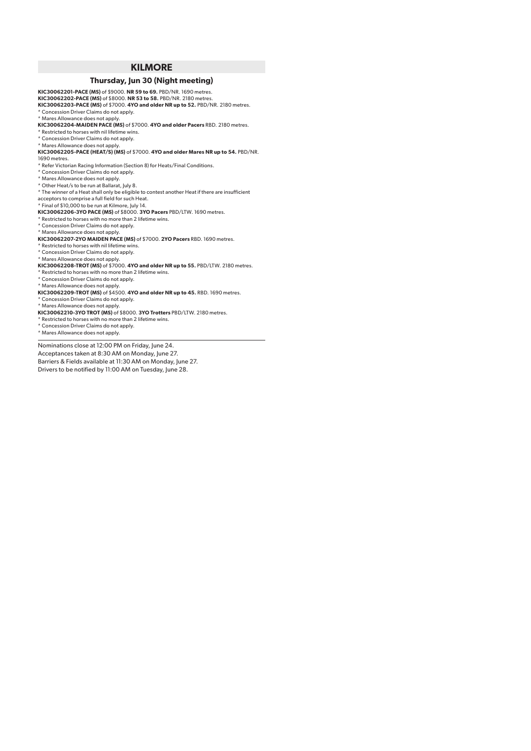## KILMORE

### Thursday, Jun 30 (Night meeting)

**KIC30062201-PACE (MS)** of $9000. **NR 59 to 69.** PBD/NR. 1690 metres.

**KIC30062202-PACE (MS)** of $8000. **NR 53 to 58.** PBD/NR. 2180 metres.

**KIC30062203-PACE (MS)** of $7000. **4YO and older NR up to 52.** PBD/NR. 2180 metres.

* Concession Driver Claims do not apply.
* Mares Allowance does not apply.

**KIC30062204-MAIDEN PACE (MS)** of $7000. **4YO and older Pacers** RBD. 2180 metres.

* Restricted to horses with nil lifetime wins.
* Concession Driver Claims do not apply.
* Mares Allowance does not apply.

**KIC30062205-PACE (HEAT/S) (MS)** of $7000. **4YO and older Mares NR up to 54.** PBD/NR. 1690 metres.

* Refer Victorian Racing Information (Section 8) for Heats/Final Conditions.
* Concession Driver Claims do not apply.
* Mares Allowance does not apply.
* Other Heat/s to be run at Ballarat, July 8.
* The winner of a Heat shall only be eligible to contest another Heat if there are insufficient acceptors to comprise a full field for such Heat.
* Final of $10,000 to be run at Kilmore, July 14.

**KIC30062206-3YO PACE (MS)** of $8000. **3YO Pacers** PBD/LTW. 1690 metres.

* Restricted to horses with no more than 2 lifetime wins.
* Concession Driver Claims do not apply.
* Mares Allowance does not apply.

**KIC30062207-2YO MAIDEN PACE (MS)** of $7000. **2YO Pacers** RBD. 1690 metres.

* Restricted to horses with nil lifetime wins.
* Concession Driver Claims do not apply.
* Mares Allowance does not apply.

**KIC30062208-TROT (MS)** of $7000. **4YO and older NR up to 55.** PBD/LTW. 2180 metres.

* Restricted to horses with no more than 2 lifetime wins.
* Concession Driver Claims do not apply.
* Mares Allowance does not apply.

**KIC30062209-TROT (MS)** of $4500. **4YO and older NR up to 45.** RBD. 1690 metres.

* Concession Driver Claims do not apply.
* Mares Allowance does not apply.

**KIC30062210-3YO TROT (MS)** of $8000. **3YO Trotters** PBD/LTW. 2180 metres.

* Restricted to horses with no more than 2 lifetime wins.
* Concession Driver Claims do not apply.
* Mares Allowance does not apply.

---

Nominations close at 12:00 PM on Friday, June 24.

Acceptances taken at 8:30 AM on Monday, June 27.

Barriers & Fields available at 11:30 AM on Monday, June 27.

Drivers to be notified by 11:00 AM on Tuesday, June 28.